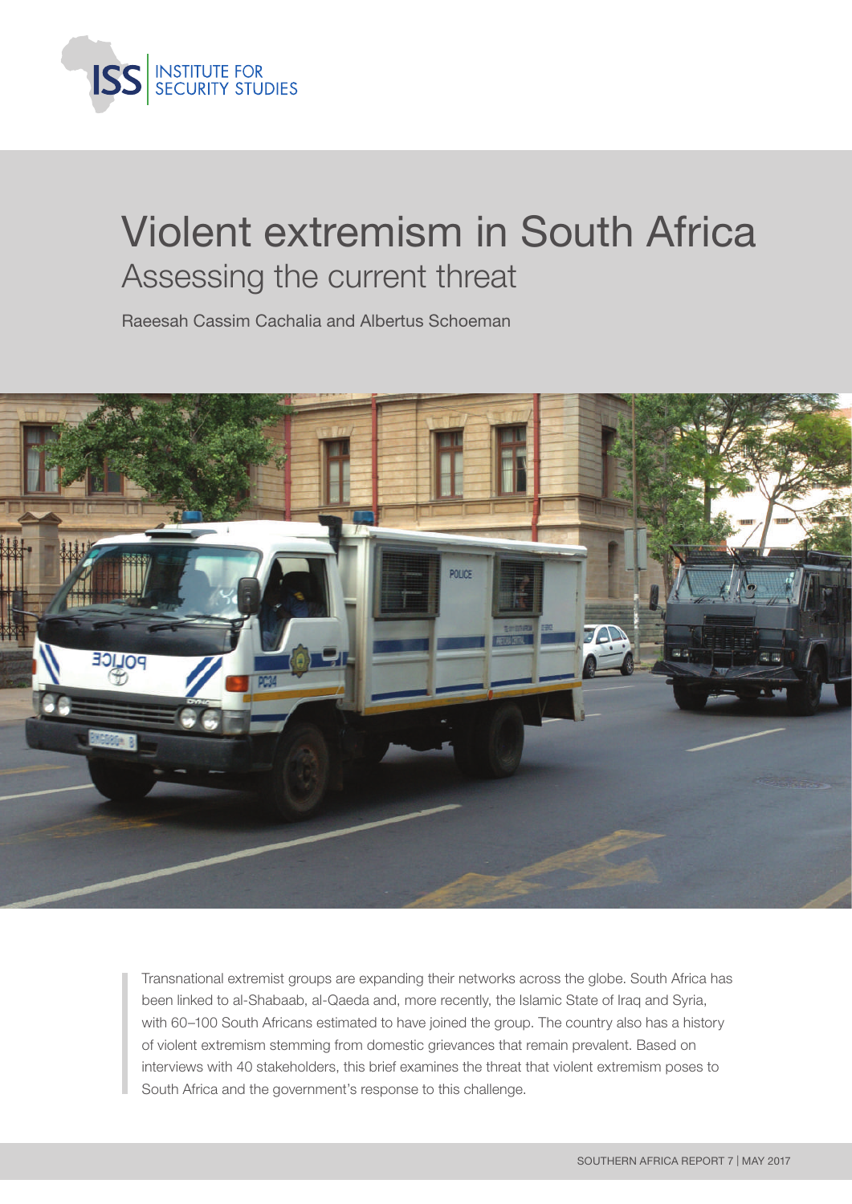# Violent extremism in South Africa

## Assessing the current threat

Raeesah Cassim Cachalia and Albertus Schoeman

Transnational extremist groups are expanding their networks across the globe. South Africa has been linked to al-Shabaab, al-Qaeda and, more recently, the Islamic State of Iraq and Syria, with 60–100 South Africans estimated to have joined the group. The country also has a history of violent extremism stemming from domestic grievances that remain prevalent. Based on interviews with 40 stakeholders, this brief examines the threat that violent extremism poses to South Africa and the government's response to this challenge.

SOUTHERN AFRICA REPORT 7 | MAY 2017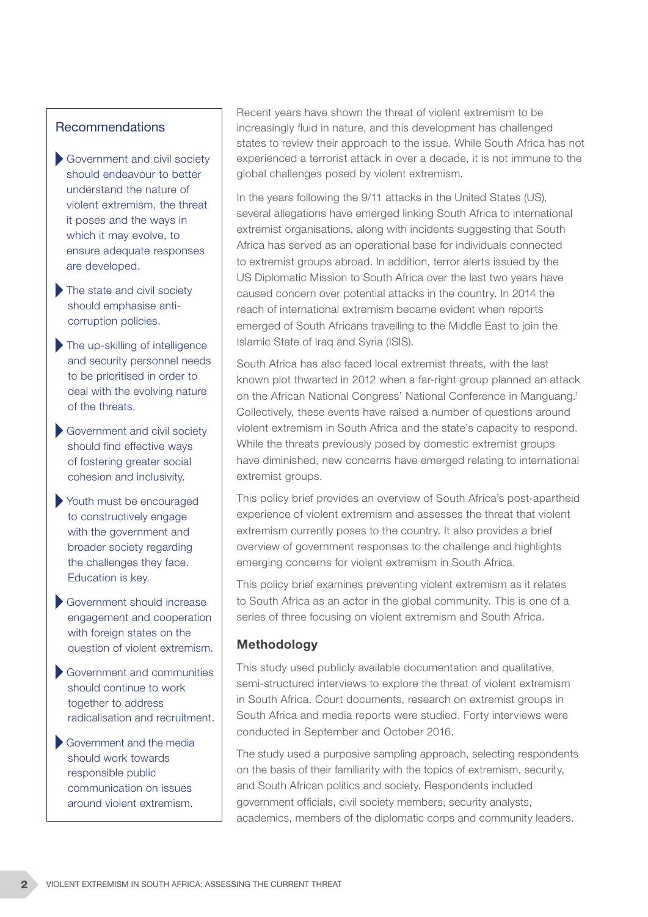## Recommendations

- Government and civil society should endeavour to better understand the nature of violent extremism, the threat it poses and the ways in which it may evolve, to ensure adequate responses are developed.
- The state and civil society should emphasise anti-corruption policies.
- The up-skilling of intelligence and security personnel needs to be prioritised in order to deal with the evolving nature of the threats.
- Government and civil society should find effective ways of fostering greater social cohesion and inclusivity.
- Youth must be encouraged to constructively engage with the government and broader society regarding the challenges they face. Education is key.
- Government should increase engagement and cooperation with foreign states on the question of violent extremism.
- Government and communities should continue to work together to address radicalisation and recruitment.
- Government and the media should work towards responsible public communication on issues around violent extremism.

Recent years have shown the threat of violent extremism to be increasingly fluid in nature, and this development has challenged states to review their approach to the issue. While South Africa has not experienced a terrorist attack in over a decade, it is not immune to the global challenges posed by violent extremism.

In the years following the 9/11 attacks in the United States (US), several allegations have emerged linking South Africa to international extremist organisations, along with incidents suggesting that South Africa has served as an operational base for individuals connected to extremist groups abroad. In addition, terror alerts issued by the US Diplomatic Mission to South Africa over the last two years have caused concern over potential attacks in the country. In 2014 the reach of international extremism became evident when reports emerged of South Africans travelling to the Middle East to join the Islamic State of Iraq and Syria (ISIS).

South Africa has also faced local extremist threats, with the last known plot thwarted in 2012 when a far-right group planned an attack on the African National Congress' National Conference in Manguang.[1] Collectively, these events have raised a number of questions around violent extremism in South Africa and the state's capacity to respond. While the threats previously posed by domestic extremist groups have diminished, new concerns have emerged relating to international extremist groups.

This policy brief provides an overview of South Africa's post-apartheid experience of violent extremism and assesses the threat that violent extremism currently poses to the country. It also provides a brief overview of government responses to the challenge and highlights emerging concerns for violent extremism in South Africa.

This policy brief examines preventing violent extremism as it relates to South Africa as an actor in the global community. This is one of a series of three focusing on violent extremism and South Africa.

## Methodology

This study used publicly available documentation and qualitative, semi-structured interviews to explore the threat of violent extremism in South Africa. Court documents, research on extremist groups in South Africa and media reports were studied. Forty interviews were conducted in September and October 2016.

The study used a purposive sampling approach, selecting respondents on the basis of their familiarity with the topics of extremism, security, and South African politics and society. Respondents included government officials, civil society members, security analysts, academics, members of the diplomatic corps and community leaders.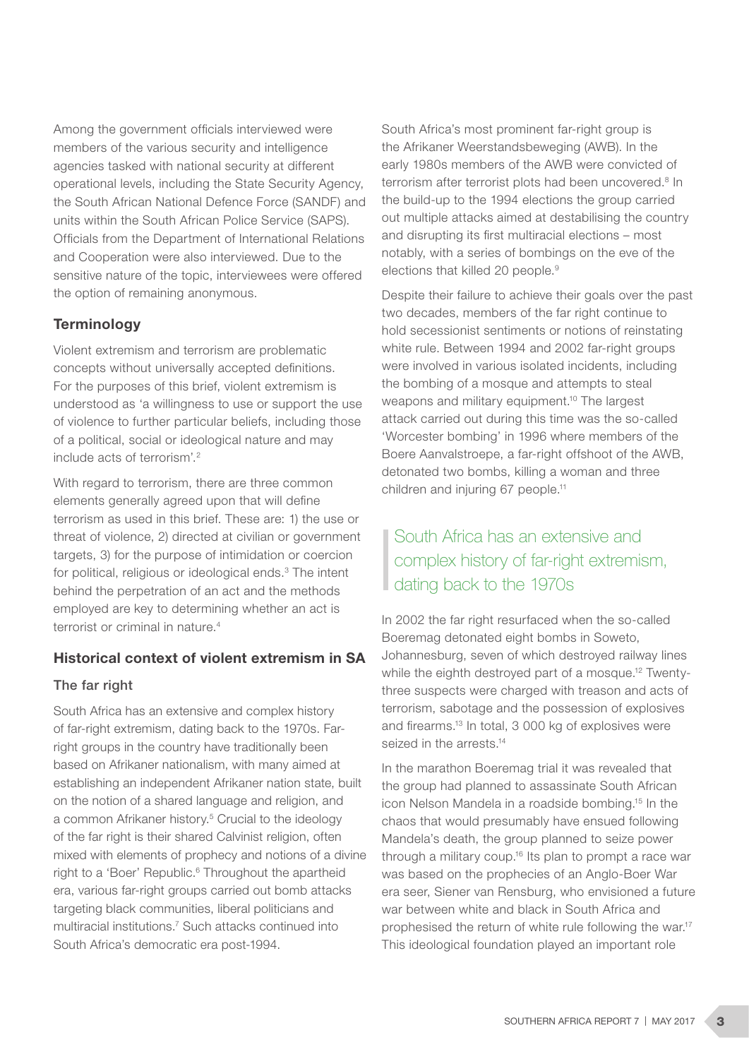Among the government officials interviewed were members of the various security and intelligence agencies tasked with national security at different operational levels, including the State Security Agency, the South African National Defence Force (SANDF) and units within the South African Police Service (SAPS). Officials from the Department of International Relations and Cooperation were also interviewed. Due to the sensitive nature of the topic, interviewees were offered the option of remaining anonymous.

## Terminology

Violent extremism and terrorism are problematic concepts without universally accepted definitions. For the purposes of this brief, violent extremism is understood as 'a willingness to use or support the use of violence to further particular beliefs, including those of a political, social or ideological nature and may include acts of terrorism'.[2]

With regard to terrorism, there are three common elements generally agreed upon that will define terrorism as used in this brief. These are: 1) the use or threat of violence, 2) directed at civilian or government targets, 3) for the purpose of intimidation or coercion for political, religious or ideological ends.[3] The intent behind the perpetration of an act and the methods employed are key to determining whether an act is terrorist or criminal in nature.[4]

## Historical context of violent extremism in SA

### The far right

South Africa has an extensive and complex history of far-right extremism, dating back to the 1970s. Far-right groups in the country have traditionally been based on Afrikaner nationalism, with many aimed at establishing an independent Afrikaner nation state, built on the notion of a shared language and religion, and a common Afrikaner history.[5] Crucial to the ideology of the far right is their shared Calvinist religion, often mixed with elements of prophecy and notions of a divine right to a 'Boer' Republic.[6] Throughout the apartheid era, various far-right groups carried out bomb attacks targeting black communities, liberal politicians and multiracial institutions.[7] Such attacks continued into South Africa's democratic era post-1994.

South Africa's most prominent far-right group is the Afrikaner Weerstandsbeweging (AWB). In the early 1980s members of the AWB were convicted of terrorism after terrorist plots had been uncovered.[8] In the build-up to the 1994 elections the group carried out multiple attacks aimed at destabilising the country and disrupting its first multiracial elections – most notably, with a series of bombings on the eve of the elections that killed 20 people.[9]

Despite their failure to achieve their goals over the past two decades, members of the far right continue to hold secessionist sentiments or notions of reinstating white rule. Between 1994 and 2002 far-right groups were involved in various isolated incidents, including the bombing of a mosque and attempts to steal weapons and military equipment.[10] The largest attack carried out during this time was the so-called 'Worcester bombing' in 1996 where members of the Boere Aanvalstroepe, a far-right offshoot of the AWB, detonated two bombs, killing a woman and three children and injuring 67 people.[11]

> South Africa has an extensive and complex history of far-right extremism, dating back to the 1970s

In 2002 the far right resurfaced when the so-called Boeremag detonated eight bombs in Soweto, Johannesburg, seven of which destroyed railway lines while the eighth destroyed part of a mosque.[12] Twenty-three suspects were charged with treason and acts of terrorism, sabotage and the possession of explosives and firearms.[13] In total, 3 000 kg of explosives were seized in the arrests.[14]

In the marathon Boeremag trial it was revealed that the group had planned to assassinate South African icon Nelson Mandela in a roadside bombing.[15] In the chaos that would presumably have ensued following Mandela's death, the group planned to seize power through a military coup.[16] Its plan to prompt a race war was based on the prophecies of an Anglo-Boer War era seer, Siener van Rensburg, who envisioned a future war between white and black in South Africa and prophesied the return of white rule following the war.[17] This ideological foundation played an important role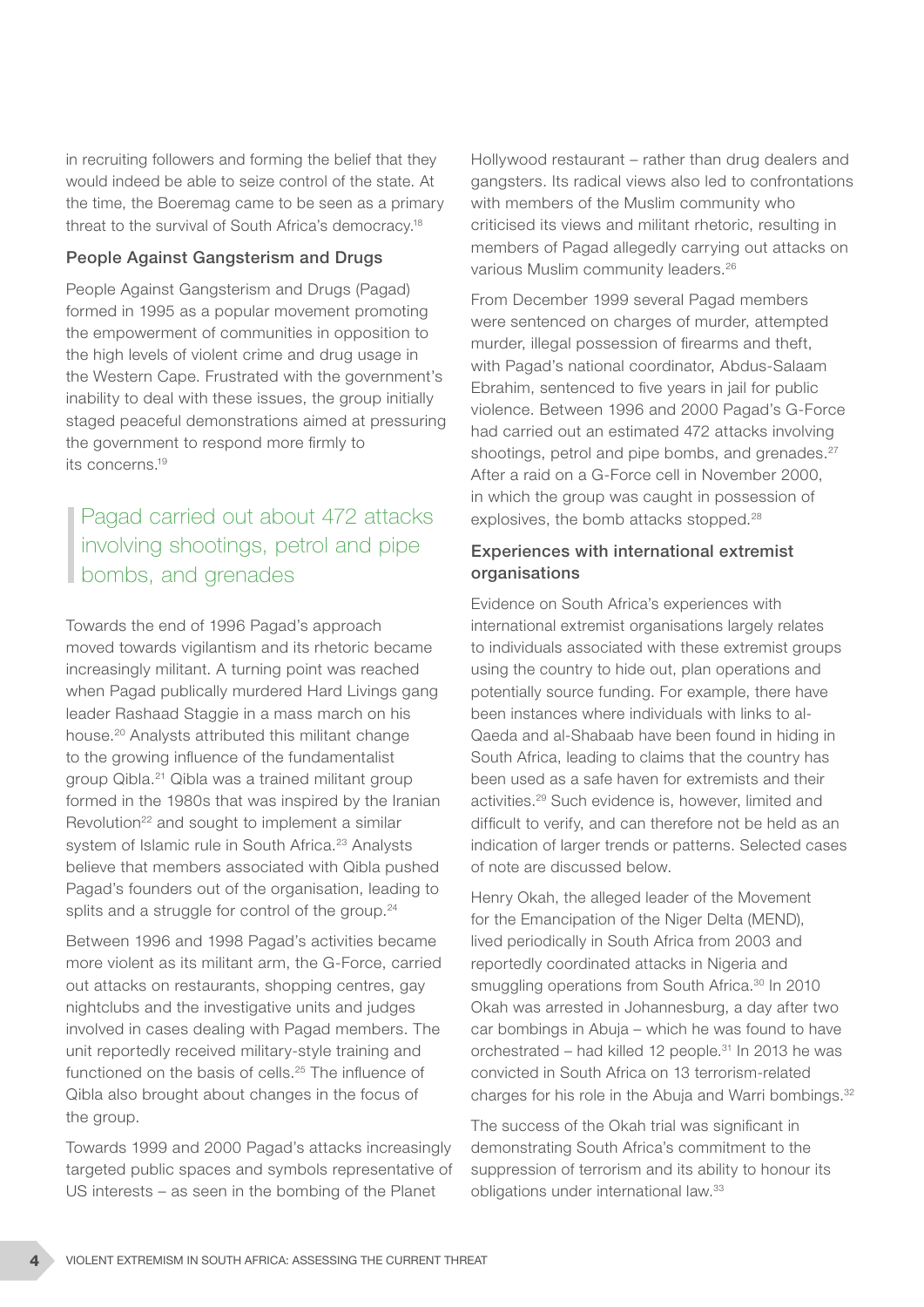in recruiting followers and forming the belief that they would indeed be able to seize control of the state. At the time, the Boeremag came to be seen as a primary threat to the survival of South Africa's democracy.[18]

### People Against Gangsterism and Drugs

People Against Gangsterism and Drugs (Pagad) formed in 1995 as a popular movement promoting the empowerment of communities in opposition to the high levels of violent crime and drug usage in the Western Cape. Frustrated with the government's inability to deal with these issues, the group initially staged peaceful demonstrations aimed at pressuring the government to respond more firmly to its concerns.[19]

> Pagad carried out about 472 attacks involving shootings, petrol and pipe bombs, and grenades

Towards the end of 1996 Pagad's approach moved towards vigilantism and its rhetoric became increasingly militant. A turning point was reached when Pagad publically murdered Hard Livings gang leader Rashaad Staggie in a mass march on his house.[20] Analysts attributed this militant change to the growing influence of the fundamentalist group Qibla.[21] Qibla was a trained militant group formed in the 1980s that was inspired by the Iranian Revolution[22] and sought to implement a similar system of Islamic rule in South Africa.[23] Analysts believe that members associated with Qibla pushed Pagad's founders out of the organisation, leading to splits and a struggle for control of the group.[24]

Between 1996 and 1998 Pagad's activities became more violent as its militant arm, the G-Force, carried out attacks on restaurants, shopping centres, gay nightclubs and the investigative units and judges involved in cases dealing with Pagad members. The unit reportedly received military-style training and functioned on the basis of cells.[25] The influence of Qibla also brought about changes in the focus of the group.

Towards 1999 and 2000 Pagad's attacks increasingly targeted public spaces and symbols representative of US interests – as seen in the bombing of the Planet Hollywood restaurant – rather than drug dealers and gangsters. Its radical views also led to confrontations with members of the Muslim community who criticised its views and militant rhetoric, resulting in members of Pagad allegedly carrying out attacks on various Muslim community leaders.[26]

From December 1999 several Pagad members were sentenced on charges of murder, attempted murder, illegal possession of firearms and theft, with Pagad's national coordinator, Abdus-Salaam Ebrahim, sentenced to five years in jail for public violence. Between 1996 and 2000 Pagad's G-Force had carried out an estimated 472 attacks involving shootings, petrol and pipe bombs, and grenades.[27] After a raid on a G-Force cell in November 2000, in which the group was caught in possession of explosives, the bomb attacks stopped.[28]

### Experiences with international extremist organisations

Evidence on South Africa's experiences with international extremist organisations largely relates to individuals associated with these extremist groups using the country to hide out, plan operations and potentially source funding. For example, there have been instances where individuals with links to al-Qaeda and al-Shabaab have been found in hiding in South Africa, leading to claims that the country has been used as a safe haven for extremists and their activities.[29] Such evidence is, however, limited and difficult to verify, and can therefore not be held as an indication of larger trends or patterns. Selected cases of note are discussed below.

Henry Okah, the alleged leader of the Movement for the Emancipation of the Niger Delta (MEND), lived periodically in South Africa from 2003 and reportedly coordinated attacks in Nigeria and smuggling operations from South Africa.[30] In 2010 Okah was arrested in Johannesburg, a day after two car bombings in Abuja – which he was found to have orchestrated – had killed 12 people.[31] In 2013 he was convicted in South Africa on 13 terrorism-related charges for his role in the Abuja and Warri bombings.[32]

The success of the Okah trial was significant in demonstrating South Africa's commitment to the suppression of terrorism and its ability to honour its obligations under international law.[33]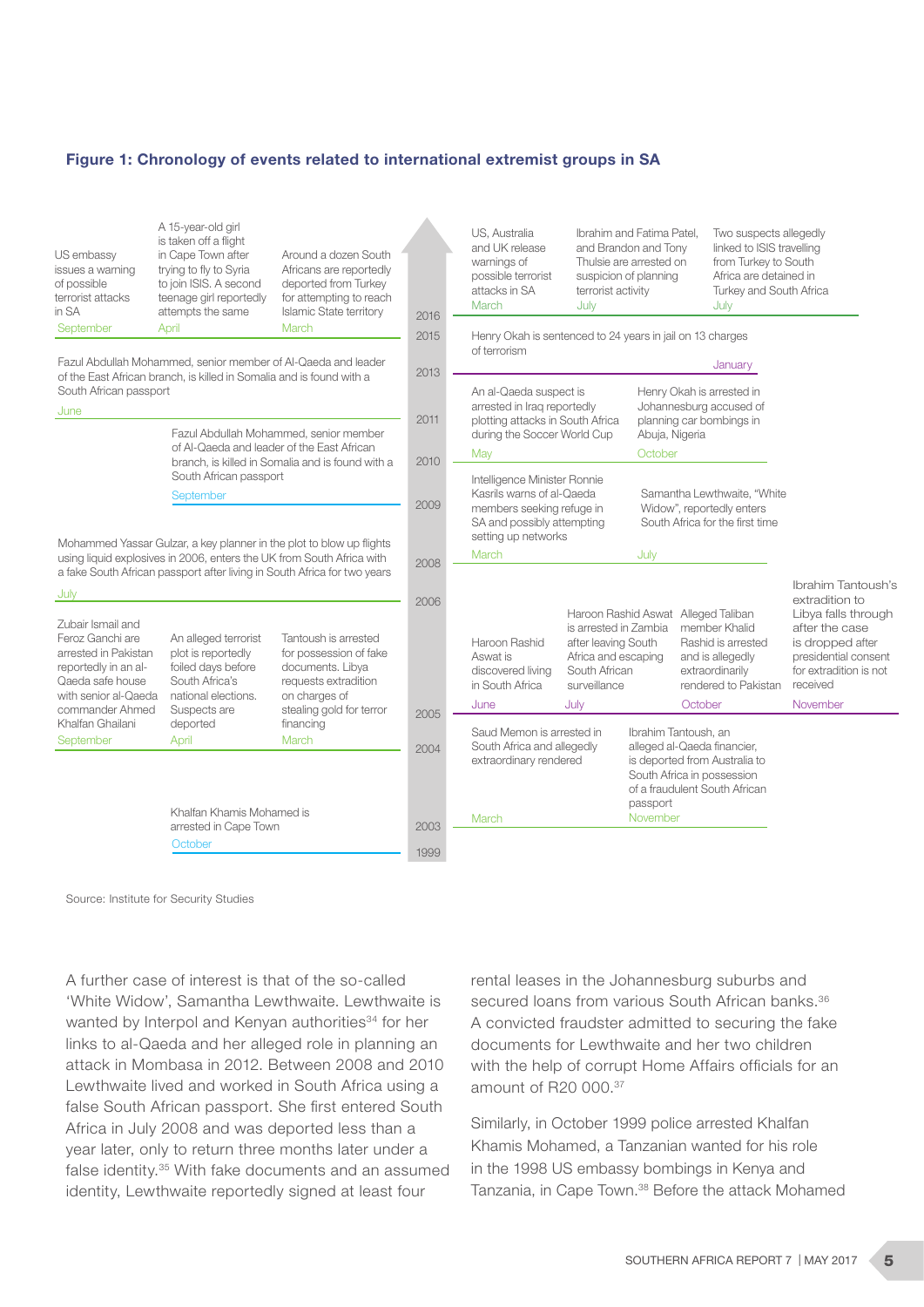**Figure 1: Chronology of events related to international extremist groups in SA**

**2016**
- September: US embassy issues a warning of possible terrorist attacks in SA
- April: A 15-year-old girl is taken off a flight in Cape Town after trying to fly to Syria to join ISIS. A second teenage girl reportedly attempts the same
- March: Around a dozen South Africans are reportedly deported from Turkey for attempting to reach Islamic State territory
- March: US, Australia and UK release warnings of possible terrorist attacks in SA
- July: Ibrahim and Fatima Patel, and Brandon and Tony Thulsie are arrested on suspicion of planning terrorist activity
- July: Two suspects allegedly linked to ISIS travelling from Turkey to South Africa are detained in Turkey and South Africa

**2015**
- January: Henry Okah is sentenced to 24 years in jail on 13 charges of terrorism

**2013**
- June: Fazul Abdullah Mohammed, senior member of Al-Qaeda and leader of the East African branch, is killed in Somalia and is found with a South African passport

**2011**
- September: Fazul Abdullah Mohammed, senior member of Al-Qaeda and leader of the East African branch, is killed in Somalia and is found with a South African passport

**2010**
- May: An al-Qaeda suspect is arrested in Iraq reportedly plotting attacks in South Africa during the Soccer World Cup
- October: Henry Okah is arrested in Johannesburg accused of planning car bombings in Abuja, Nigeria

**2009**

**2008**
- July: Mohammed Yassar Gulzar, a key planner in the plot to blow up flights using liquid explosives in 2006, enters the UK from South Africa with a fake South African passport after living in South Africa for two years
- March: Intelligence Minister Ronnie Kasrils warns of al-Qaeda members seeking refuge in SA and possibly attempting setting up networks
- July: Samantha Lewthwaite, "White Widow", reportedly enters South Africa for the first time

**2006**

**2005**
- June: Haroon Rashid Aswat is discovered living in South Africa
- July: Haroon Rashid Aswat is arrested in Zambia after leaving South Africa and escaping South African surveillance
- October: Alleged Taliban member Khalid Rashid is arrested and is allegedly extraordinarily rendered to Pakistan
- November: Ibrahim Tantoush's extradition to Libya falls through after the case is dropped after presidential consent for extradition is not received

**2004**
- September: Zubair Ismail and Feroz Ganchi are arrested in Pakistan reportedly in an al-Qaeda safe house with senior al-Qaeda commander Ahmed Khalfan Ghailani
- April: An alleged terrorist plot is reportedly foiled days before South Africa's national elections. Suspects are deported
- March: Tantoush is arrested for possession of fake documents. Libya requests extradition on charges of stealing gold for terror financing
- March: Saud Memon is arrested in South Africa and allegedly extraordinary rendered

**2003**
- November: Ibrahim Tantoush, an alleged al-Qaeda financier, is deported from Australia to South Africa in possession of a fraudulent South African passport

**1999**
- October: Khalfan Khamis Mohamed is arrested in Cape Town

Source: Institute for Security Studies

A further case of interest is that of the so-called 'White Widow', Samantha Lewthwaite. Lewthwaite is wanted by Interpol and Kenyan authorities[34] for her links to al-Qaeda and her alleged role in planning an attack in Mombasa in 2012. Between 2008 and 2010 Lewthwaite lived and worked in South Africa using a false South African passport. She first entered South Africa in July 2008 and was deported less than a year later, only to return three months later under a false identity.[35] With fake documents and an assumed identity, Lewthwaite reportedly signed at least four rental leases in the Johannesburg suburbs and secured loans from various South African banks.[36] A convicted fraudster admitted to securing the fake documents for Lewthwaite and her two children with the help of corrupt Home Affairs officials for an amount of R20 000.[37]

Similarly, in October 1999 police arrested Khalfan Khamis Mohamed, a Tanzanian wanted for his role in the 1998 US embassy bombings in Kenya and Tanzania, in Cape Town.[38] Before the attack Mohamed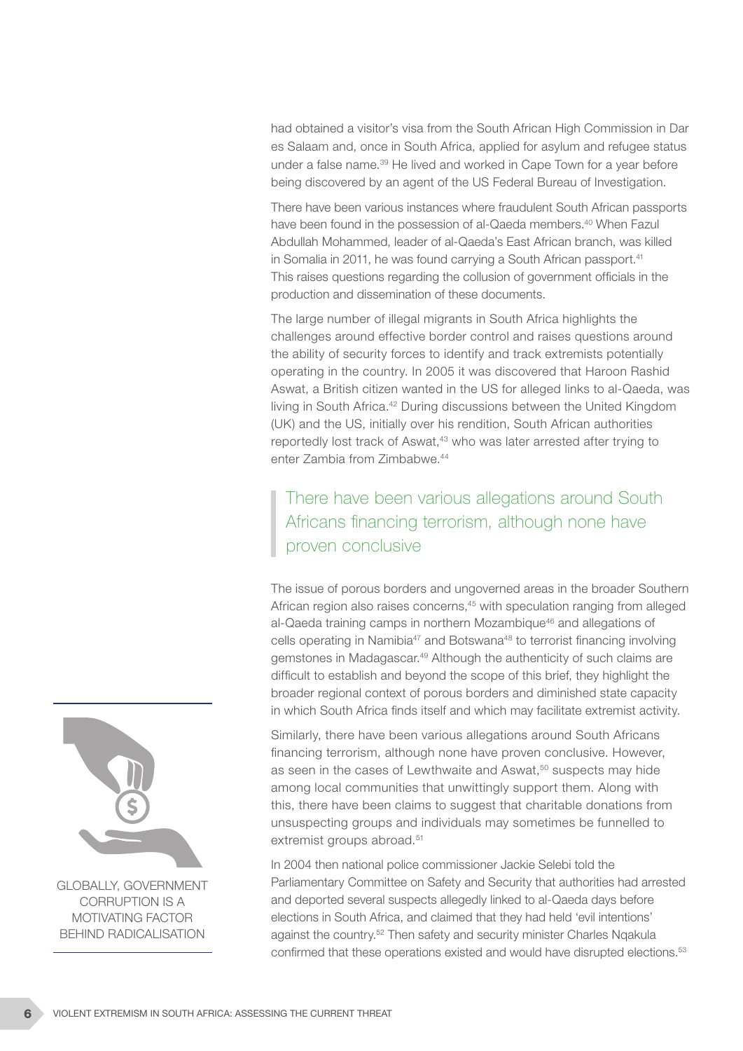had obtained a visitor's visa from the South African High Commission in Dar es Salaam and, once in South Africa, applied for asylum and refugee status under a false name.[39] He lived and worked in Cape Town for a year before being discovered by an agent of the US Federal Bureau of Investigation.

There have been various instances where fraudulent South African passports have been found in the possession of al-Qaeda members.[40] When Fazul Abdullah Mohammed, leader of al-Qaeda's East African branch, was killed in Somalia in 2011, he was found carrying a South African passport.[41] This raises questions regarding the collusion of government officials in the production and dissemination of these documents.

The large number of illegal migrants in South Africa highlights the challenges around effective border control and raises questions around the ability of security forces to identify and track extremists potentially operating in the country. In 2005 it was discovered that Haroon Rashid Aswat, a British citizen wanted in the US for alleged links to al-Qaeda, was living in South Africa.[42] During discussions between the United Kingdom (UK) and the US, initially over his rendition, South African authorities reportedly lost track of Aswat,[43] who was later arrested after trying to enter Zambia from Zimbabwe.[44]

> There have been various allegations around South Africans financing terrorism, although none have proven conclusive

The issue of porous borders and ungoverned areas in the broader Southern African region also raises concerns,[45] with speculation ranging from alleged al-Qaeda training camps in northern Mozambique[46] and allegations of cells operating in Namibia[47] and Botswana[48] to terrorist financing involving gemstones in Madagascar.[49] Although the authenticity of such claims are difficult to establish and beyond the scope of this brief, they highlight the broader regional context of porous borders and diminished state capacity in which South Africa finds itself and which may facilitate extremist activity.

Similarly, there have been various allegations around South Africans financing terrorism, although none have proven conclusive. However, as seen in the cases of Lewthwaite and Aswat,[50] suspects may hide among local communities that unwittingly support them. Along with this, there have been claims to suggest that charitable donations from unsuspecting groups and individuals may sometimes be funnelled to extremist groups abroad.[51]

GLOBALLY, GOVERNMENT CORRUPTION IS A MOTIVATING FACTOR BEHIND RADICALISATION

In 2004 then national police commissioner Jackie Selebi told the Parliamentary Committee on Safety and Security that authorities had arrested and deported several suspects allegedly linked to al-Qaeda days before elections in South Africa, and claimed that they had held 'evil intentions' against the country.[52] Then safety and security minister Charles Nqakula confirmed that these operations existed and would have disrupted elections.[53]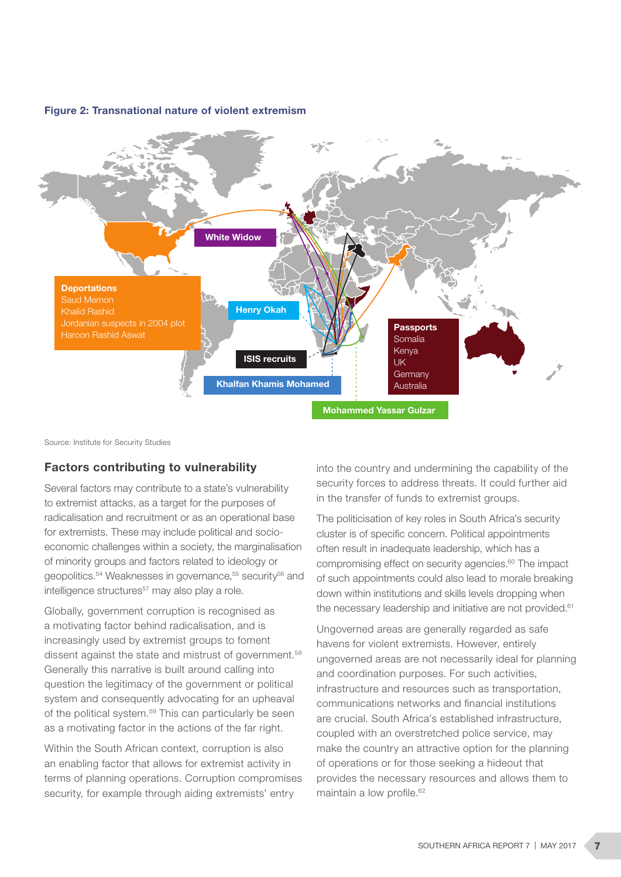**Figure 2: Transnational nature of violent extremism**

**White Widow**

**Deportations**
Saud Memon
Khalid Rashid
Jordanian suspects in 2004 plot
Haroon Rashid Aswat

**Henry Okah**

**ISIS recruits**

**Khalfan Khamis Mohamed**

**Passports**
Somalia
Kenya
UK
Germany
Australia

**Mohammed Yassar Gulzar**

Source: Institute for Security Studies

## Factors contributing to vulnerability

Several factors may contribute to a state's vulnerability to extremist attacks, as a target for the purposes of radicalisation and recruitment or as an operational base for extremists. These may include political and socio-economic challenges within a society, the marginalisation of minority groups and factors related to ideology or geopolitics.[54] Weaknesses in governance,[55] security[56] and intelligence structures[57] may also play a role.

Globally, government corruption is recognised as a motivating factor behind radicalisation, and is increasingly used by extremist groups to foment dissent against the state and mistrust of government.[58] Generally this narrative is built around calling into question the legitimacy of the government or political system and consequently advocating for an upheaval of the political system.[59] This can particularly be seen as a motivating factor in the actions of the far right.

Within the South African context, corruption is also an enabling factor that allows for extremist activity in terms of planning operations. Corruption compromises security, for example through aiding extremists' entry into the country and undermining the capability of the security forces to address threats. It could further aid in the transfer of funds to extremist groups.

The politicisation of key roles in South Africa's security cluster is of specific concern. Political appointments often result in inadequate leadership, which has a compromising effect on security agencies.[60] The impact of such appointments could also lead to morale breaking down within institutions and skills levels dropping when the necessary leadership and initiative are not provided.[61]

Ungoverned areas are generally regarded as safe havens for violent extremists. However, entirely ungoverned areas are not necessarily ideal for planning and coordination purposes. For such activities, infrastructure and resources such as transportation, communications networks and financial institutions are crucial. South Africa's established infrastructure, coupled with an overstretched police service, may make the country an attractive option for the planning of operations or for those seeking a hideout that provides the necessary resources and allows them to maintain a low profile.[62]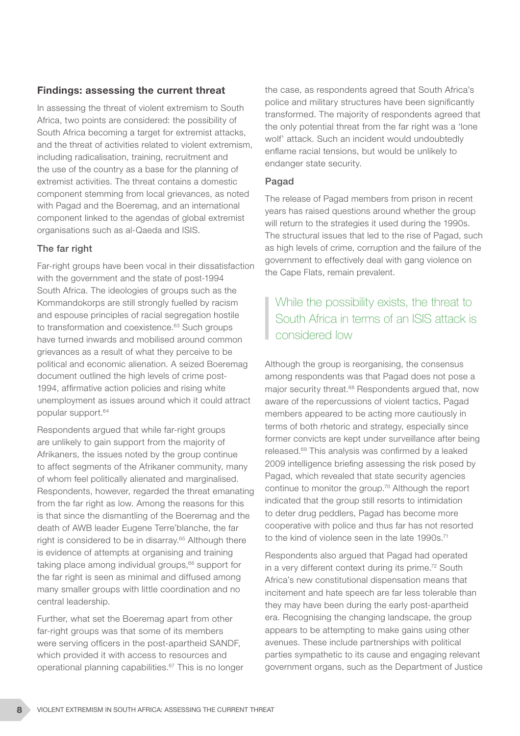## Findings: assessing the current threat

In assessing the threat of violent extremism to South Africa, two points are considered: the possibility of South Africa becoming a target for extremist attacks, and the threat of activities related to violent extremism, including radicalisation, training, recruitment and the use of the country as a base for the planning of extremist activities. The threat contains a domestic component stemming from local grievances, as noted with Pagad and the Boeremag, and an international component linked to the agendas of global extremist organisations such as al-Qaeda and ISIS.

### The far right

Far-right groups have been vocal in their dissatisfaction with the government and the state of post-1994 South Africa. The ideologies of groups such as the Kommandokorps are still strongly fuelled by racism and espouse principles of racial segregation hostile to transformation and coexistence.[63] Such groups have turned inwards and mobilised around common grievances as a result of what they perceive to be political and economic alienation. A seized Boeremag document outlined the high levels of crime post-1994, affirmative action policies and rising white unemployment as issues around which it could attract popular support.[64]

Respondents argued that while far-right groups are unlikely to gain support from the majority of Afrikaners, the issues noted by the group continue to affect segments of the Afrikaner community, many of whom feel politically alienated and marginalised. Respondents, however, regarded the threat emanating from the far right as low. Among the reasons for this is that since the dismantling of the Boeremag and the death of AWB leader Eugene Terre'blanche, the far right is considered to be in disarray.[65] Although there is evidence of attempts at organising and training taking place among individual groups,[66] support for the far right is seen as minimal and diffused among many smaller groups with little coordination and no central leadership.

Further, what set the Boeremag apart from other far-right groups was that some of its members were serving officers in the post-apartheid SANDF, which provided it with access to resources and operational planning capabilities.[67] This is no longer the case, as respondents agreed that South Africa's police and military structures have been significantly transformed. The majority of respondents agreed that the only potential threat from the far right was a 'lone wolf' attack. Such an incident would undoubtedly enflame racial tensions, but would be unlikely to endanger state security.

### Pagad

The release of Pagad members from prison in recent years has raised questions around whether the group will return to the strategies it used during the 1990s. The structural issues that led to the rise of Pagad, such as high levels of crime, corruption and the failure of the government to effectively deal with gang violence on the Cape Flats, remain prevalent.

> While the possibility exists, the threat to South Africa in terms of an ISIS attack is considered low

Although the group is reorganising, the consensus among respondents was that Pagad does not pose a major security threat.[68] Respondents argued that, now aware of the repercussions of violent tactics, Pagad members appeared to be acting more cautiously in terms of both rhetoric and strategy, especially since former convicts are kept under surveillance after being released.[69] This analysis was confirmed by a leaked 2009 intelligence briefing assessing the risk posed by Pagad, which revealed that state security agencies continue to monitor the group.[70] Although the report indicated that the group still resorts to intimidation to deter drug peddlers, Pagad has become more cooperative with police and thus far has not resorted to the kind of violence seen in the late 1990s.[71]

Respondents also argued that Pagad had operated in a very different context during its prime.[72] South Africa's new constitutional dispensation means that incitement and hate speech are far less tolerable than they may have been during the early post-apartheid era. Recognising the changing landscape, the group appears to be attempting to make gains using other avenues. These include partnerships with political parties sympathetic to its cause and engaging relevant government organs, such as the Department of Justice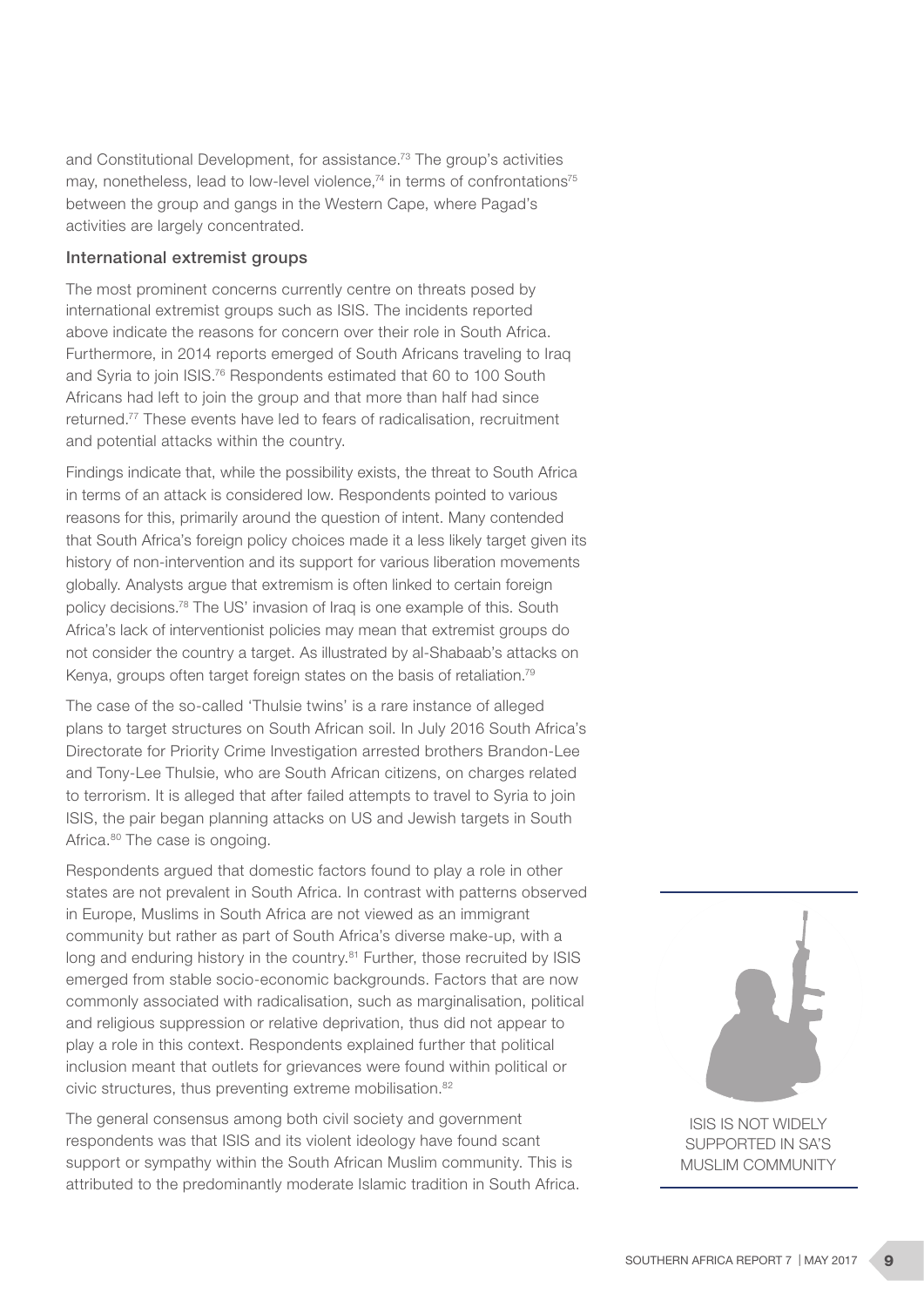and Constitutional Development, for assistance.[73] The group's activities may, nonetheless, lead to low-level violence,[74] in terms of confrontations[75] between the group and gangs in the Western Cape, where Pagad's activities are largely concentrated.

### International extremist groups

The most prominent concerns currently centre on threats posed by international extremist groups such as ISIS. The incidents reported above indicate the reasons for concern over their role in South Africa. Furthermore, in 2014 reports emerged of South Africans traveling to Iraq and Syria to join ISIS.[76] Respondents estimated that 60 to 100 South Africans had left to join the group and that more than half had since returned.[77] These events have led to fears of radicalisation, recruitment and potential attacks within the country.

Findings indicate that, while the possibility exists, the threat to South Africa in terms of an attack is considered low. Respondents pointed to various reasons for this, primarily around the question of intent. Many contended that South Africa's foreign policy choices made it a less likely target given its history of non-intervention and its support for various liberation movements globally. Analysts argue that extremism is often linked to certain foreign policy decisions.[78] The US' invasion of Iraq is one example of this. South Africa's lack of interventionist policies may mean that extremist groups do not consider the country a target. As illustrated by al-Shabaab's attacks on Kenya, groups often target foreign states on the basis of retaliation.[79]

The case of the so-called 'Thulsie twins' is a rare instance of alleged plans to target structures on South African soil. In July 2016 South Africa's Directorate for Priority Crime Investigation arrested brothers Brandon-Lee and Tony-Lee Thulsie, who are South African citizens, on charges related to terrorism. It is alleged that after failed attempts to travel to Syria to join ISIS, the pair began planning attacks on US and Jewish targets in South Africa.[80] The case is ongoing.

Respondents argued that domestic factors found to play a role in other states are not prevalent in South Africa. In contrast with patterns observed in Europe, Muslims in South Africa are not viewed as an immigrant community but rather as part of South Africa's diverse make-up, with a long and enduring history in the country.[81] Further, those recruited by ISIS emerged from stable socio-economic backgrounds. Factors that are now commonly associated with radicalisation, such as marginalisation, political and religious suppression or relative deprivation, thus did not appear to play a role in this context. Respondents explained further that political inclusion meant that outlets for grievances were found within political or civic structures, thus preventing extreme mobilisation.[82]

The general consensus among both civil society and government respondents was that ISIS and its violent ideology have found scant support or sympathy within the South African Muslim community. This is attributed to the predominantly moderate Islamic tradition in South Africa.

ISIS IS NOT WIDELY SUPPORTED IN SA'S MUSLIM COMMUNITY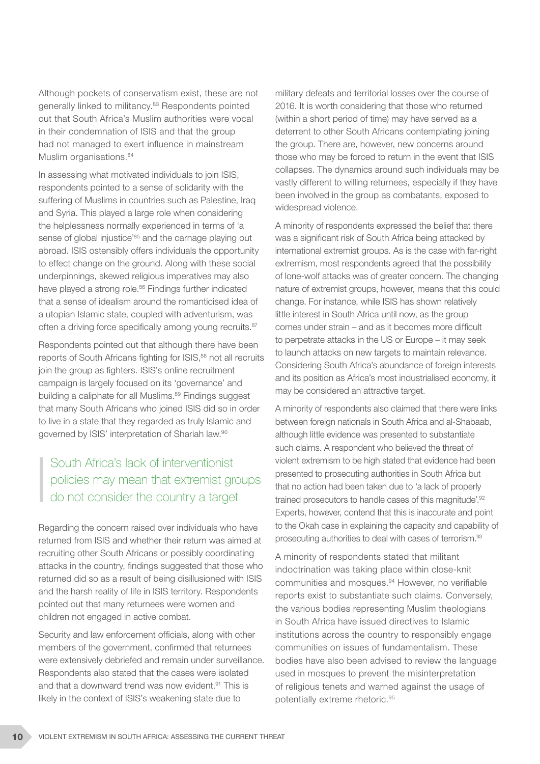Although pockets of conservatism exist, these are not generally linked to militancy.[83] Respondents pointed out that South Africa's Muslim authorities were vocal in their condemnation of ISIS and that the group had not managed to exert influence in mainstream Muslim organisations.[84]

In assessing what motivated individuals to join ISIS, respondents pointed to a sense of solidarity with the suffering of Muslims in countries such as Palestine, Iraq and Syria. This played a large role when considering the helplessness normally experienced in terms of 'a sense of global injustice'[85] and the carnage playing out abroad. ISIS ostensibly offers individuals the opportunity to effect change on the ground. Along with these social underpinnings, skewed religious imperatives may also have played a strong role.[86] Findings further indicated that a sense of idealism around the romanticised idea of a utopian Islamic state, coupled with adventurism, was often a driving force specifically among young recruits.[87]

Respondents pointed out that although there have been reports of South Africans fighting for ISIS,[88] not all recruits join the group as fighters. ISIS's online recruitment campaign is largely focused on its 'governance' and building a caliphate for all Muslims.[89] Findings suggest that many South Africans who joined ISIS did so in order to live in a state that they regarded as truly Islamic and governed by ISIS' interpretation of Shariah law.[90]

> South Africa's lack of interventionist policies may mean that extremist groups do not consider the country a target

Regarding the concern raised over individuals who have returned from ISIS and whether their return was aimed at recruiting other South Africans or possibly coordinating attacks in the country, findings suggested that those who returned did so as a result of being disillusioned with ISIS and the harsh reality of life in ISIS territory. Respondents pointed out that many returnees were women and children not engaged in active combat.

Security and law enforcement officials, along with other members of the government, confirmed that returnees were extensively debriefed and remain under surveillance. Respondents also stated that the cases were isolated and that a downward trend was now evident.[91] This is likely in the context of ISIS's weakening state due to military defeats and territorial losses over the course of 2016. It is worth considering that those who returned (within a short period of time) may have served as a deterrent to other South Africans contemplating joining the group. There are, however, new concerns around those who may be forced to return in the event that ISIS collapses. The dynamics around such individuals may be vastly different to willing returnees, especially if they have been involved in the group as combatants, exposed to widespread violence.

A minority of respondents expressed the belief that there was a significant risk of South Africa being attacked by international extremist groups. As is the case with far-right extremism, most respondents agreed that the possibility of lone-wolf attacks was of greater concern. The changing nature of extremist groups, however, means that this could change. For instance, while ISIS has shown relatively little interest in South Africa until now, as the group comes under strain – and as it becomes more difficult to perpetrate attacks in the US or Europe – it may seek to launch attacks on new targets to maintain relevance. Considering South Africa's abundance of foreign interests and its position as Africa's most industrialised economy, it may be considered an attractive target.

A minority of respondents also claimed that there were links between foreign nationals in South Africa and al-Shabaab, although little evidence was presented to substantiate such claims. A respondent who believed the threat of violent extremism to be high stated that evidence had been presented to prosecuting authorities in South Africa but that no action had been taken due to 'a lack of properly trained prosecutors to handle cases of this magnitude'.[92] Experts, however, contend that this is inaccurate and point to the Okah case in explaining the capacity and capability of prosecuting authorities to deal with cases of terrorism.[93]

A minority of respondents stated that militant indoctrination was taking place within close-knit communities and mosques.[94] However, no verifiable reports exist to substantiate such claims. Conversely, the various bodies representing Muslim theologians in South Africa have issued directives to Islamic institutions across the country to responsibly engage communities on issues of fundamentalism. These bodies have also been advised to review the language used in mosques to prevent the misinterpretation of religious tenets and warned against the usage of potentially extreme rhetoric.[95]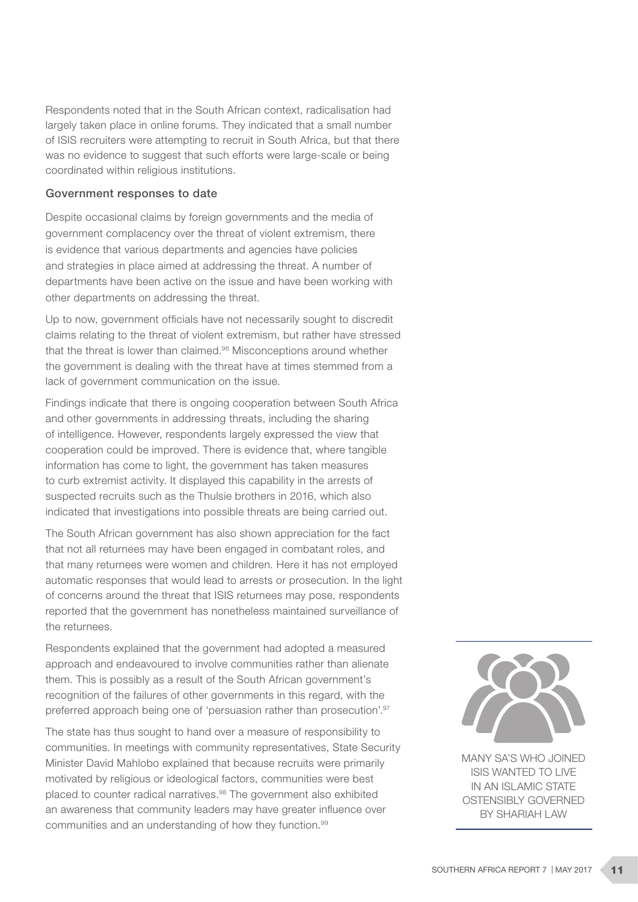Respondents noted that in the South African context, radicalisation had largely taken place in online forums. They indicated that a small number of ISIS recruiters were attempting to recruit in South Africa, but that there was no evidence to suggest that such efforts were large-scale or being coordinated within religious institutions.

### Government responses to date

Despite occasional claims by foreign governments and the media of government complacency over the threat of violent extremism, there is evidence that various departments and agencies have policies and strategies in place aimed at addressing the threat. A number of departments have been active on the issue and have been working with other departments on addressing the threat.

Up to now, government officials have not necessarily sought to discredit claims relating to the threat of violent extremism, but rather have stressed that the threat is lower than claimed.[96] Misconceptions around whether the government is dealing with the threat have at times stemmed from a lack of government communication on the issue.

Findings indicate that there is ongoing cooperation between South Africa and other governments in addressing threats, including the sharing of intelligence. However, respondents largely expressed the view that cooperation could be improved. There is evidence that, where tangible information has come to light, the government has taken measures to curb extremist activity. It displayed this capability in the arrests of suspected recruits such as the Thulsie brothers in 2016, which also indicated that investigations into possible threats are being carried out.

The South African government has also shown appreciation for the fact that not all returnees may have been engaged in combatant roles, and that many returnees were women and children. Here it has not employed automatic responses that would lead to arrests or prosecution. In the light of concerns around the threat that ISIS returnees may pose, respondents reported that the government has nonetheless maintained surveillance of the returnees.

Respondents explained that the government had adopted a measured approach and endeavoured to involve communities rather than alienate them. This is possibly as a result of the South African government's recognition of the failures of other governments in this regard, with the preferred approach being one of 'persuasion rather than prosecution'.[97]

The state has thus sought to hand over a measure of responsibility to communities. In meetings with community representatives, State Security Minister David Mahlobo explained that because recruits were primarily motivated by religious or ideological factors, communities were best placed to counter radical narratives.[98] The government also exhibited an awareness that community leaders may have greater influence over communities and an understanding of how they function.[99]

MANY SA'S WHO JOINED ISIS WANTED TO LIVE IN AN ISLAMIC STATE OSTENSIBLY GOVERNED BY SHARIAH LAW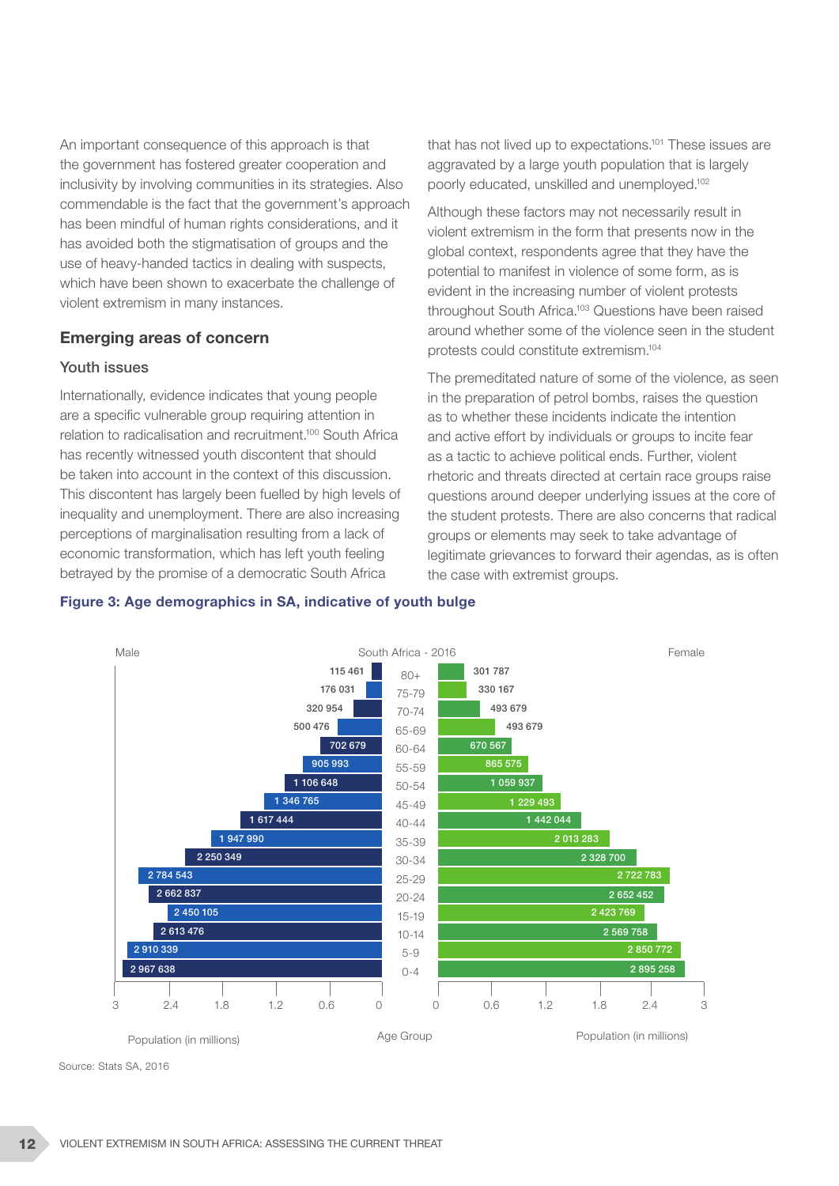An important consequence of this approach is that the government has fostered greater cooperation and inclusivity by involving communities in its strategies. Also commendable is the fact that the government's approach has been mindful of human rights considerations, and it has avoided both the stigmatisation of groups and the use of heavy-handed tactics in dealing with suspects, which have been shown to exacerbate the challenge of violent extremism in many instances.

## Emerging areas of concern

### Youth issues

Internationally, evidence indicates that young people are a specific vulnerable group requiring attention in relation to radicalisation and recruitment.[100] South Africa has recently witnessed youth discontent that should be taken into account in the context of this discussion. This discontent has largely been fuelled by high levels of inequality and unemployment. There are also increasing perceptions of marginalisation resulting from a lack of economic transformation, which has left youth feeling betrayed by the promise of a democratic South Africa that has not lived up to expectations.[101] These issues are aggravated by a large youth population that is largely poorly educated, unskilled and unemployed.[102]

Although these factors may not necessarily result in violent extremism in the form that presents now in the global context, respondents agree that they have the potential to manifest in violence of some form, as is evident in the increasing number of violent protests throughout South Africa.[103] Questions have been raised around whether some of the violence seen in the student protests could constitute extremism.[104]

The premeditated nature of some of the violence, as seen in the preparation of petrol bombs, raises the question as to whether these incidents indicate the intention and active effort by individuals or groups to incite fear as a tactic to achieve political ends. Further, violent rhetoric and threats directed at certain race groups raise questions around deeper underlying issues at the core of the student protests. There are also concerns that radical groups or elements may seek to take advantage of legitimate grievances to forward their agendas, as is often the case with extremist groups.

**Figure 3: Age demographics in SA, indicative of youth bulge**

South Africa - 2016

| Age Group | Male | Female |
|---|---|---|
| 80+ | 115 461 | 301 787 |
| 75-79 | 176 031 | 330 167 |
| 70-74 | 320 954 | 493 679 |
| 65-69 | 500 476 | 493 679 |
| 60-64 | 702 679 | 670 567 |
| 55-59 | 905 993 | 865 575 |
| 50-54 | 1 106 648 | 1 059 937 |
| 45-49 | 1 346 765 | 1 229 493 |
| 40-44 | 1 617 444 | 1 442 044 |
| 35-39 | 1 947 990 | 2 013 283 |
| 30-34 | 2 250 349 | 2 328 700 |
| 25-29 | 2 784 543 | 2 722 783 |
| 20-24 | 2 662 837 | 2 652 452 |
| 15-19 | 2 450 105 | 2 423 769 |
| 10-14 | 2 613 476 | 2 569 758 |
| 5-9 | 2 910 339 | 2 850 772 |
| 0-4 | 2 967 638 | 2 895 258 |

Population (in millions)

Source: Stats SA, 2016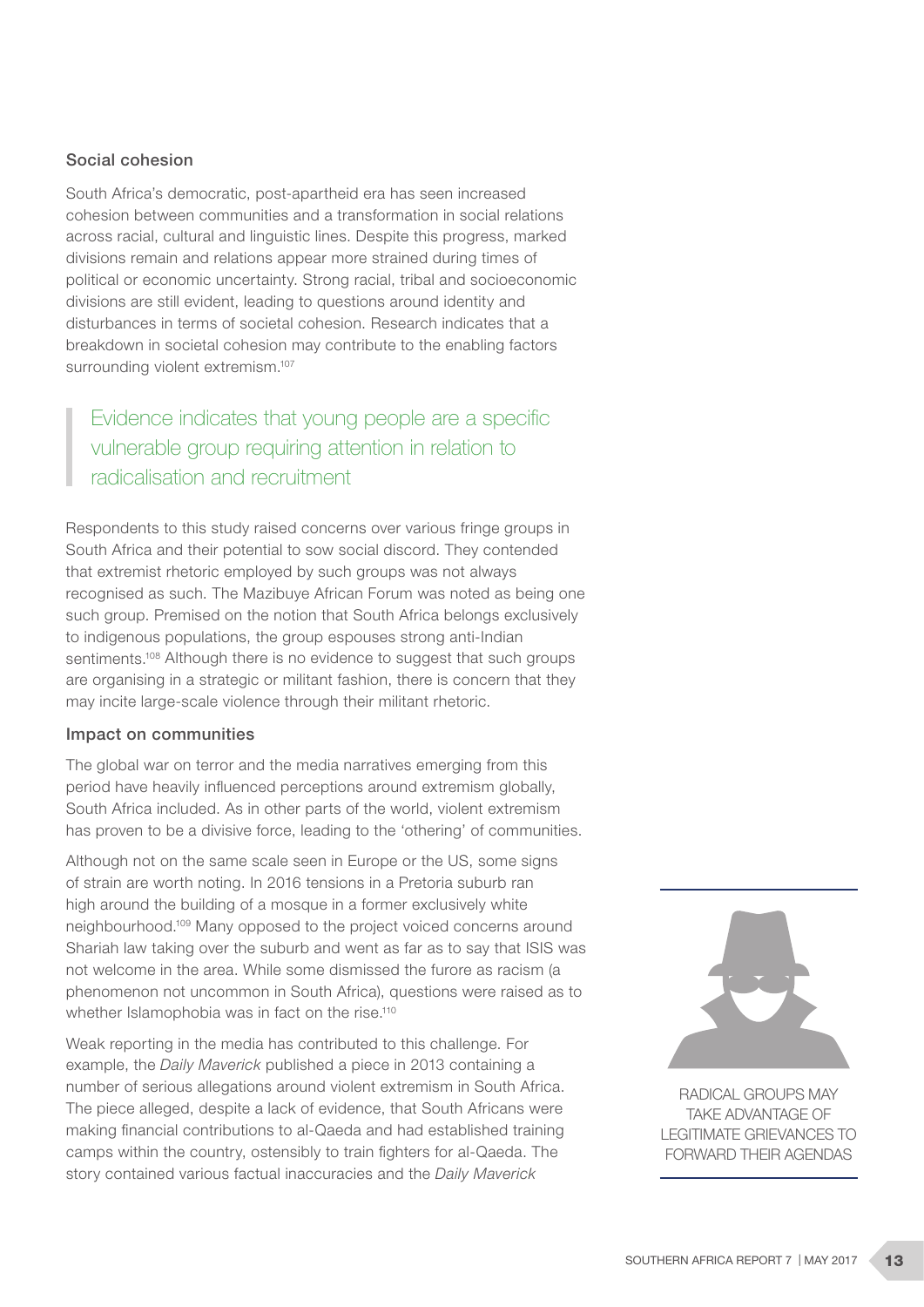### Social cohesion

South Africa's democratic, post-apartheid era has seen increased cohesion between communities and a transformation in social relations across racial, cultural and linguistic lines. Despite this progress, marked divisions remain and relations appear more strained during times of political or economic uncertainty. Strong racial, tribal and socioeconomic divisions are still evident, leading to questions around identity and disturbances in terms of societal cohesion. Research indicates that a breakdown in societal cohesion may contribute to the enabling factors surrounding violent extremism.[107]

> Evidence indicates that young people are a specific vulnerable group requiring attention in relation to radicalisation and recruitment

Respondents to this study raised concerns over various fringe groups in South Africa and their potential to sow social discord. They contended that extremist rhetoric employed by such groups was not always recognised as such. The Mazibuye African Forum was noted as being one such group. Premised on the notion that South Africa belongs exclusively to indigenous populations, the group espouses strong anti-Indian sentiments.[108] Although there is no evidence to suggest that such groups are organising in a strategic or militant fashion, there is concern that they may incite large-scale violence through their militant rhetoric.

### Impact on communities

The global war on terror and the media narratives emerging from this period have heavily influenced perceptions around extremism globally, South Africa included. As in other parts of the world, violent extremism has proven to be a divisive force, leading to the 'othering' of communities.

Although not on the same scale seen in Europe or the US, some signs of strain are worth noting. In 2016 tensions in a Pretoria suburb ran high around the building of a mosque in a former exclusively white neighbourhood.[109] Many opposed to the project voiced concerns around Shariah law taking over the suburb and went as far as to say that ISIS was not welcome in the area. While some dismissed the furore as racism (a phenomenon not uncommon in South Africa), questions were raised as to whether Islamophobia was in fact on the rise.[110]

Weak reporting in the media has contributed to this challenge. For example, the *Daily Maverick* published a piece in 2013 containing a number of serious allegations around violent extremism in South Africa. The piece alleged, despite a lack of evidence, that South Africans were making financial contributions to al-Qaeda and had established training camps within the country, ostensibly to train fighters for al-Qaeda. The story contained various factual inaccuracies and the *Daily Maverick*

RADICAL GROUPS MAY TAKE ADVANTAGE OF LEGITIMATE GRIEVANCES TO FORWARD THEIR AGENDAS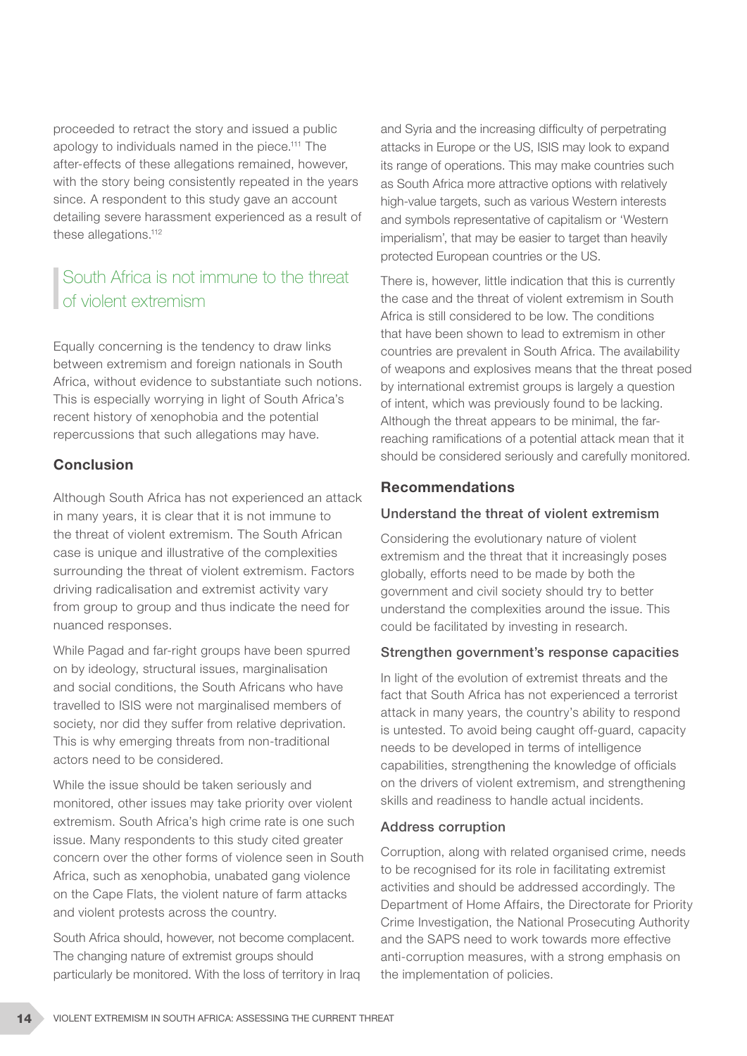proceeded to retract the story and issued a public apology to individuals named in the piece.[111] The after-effects of these allegations remained, however, with the story being consistently repeated in the years since. A respondent to this study gave an account detailing severe harassment experienced as a result of these allegations.[112]

> South Africa is not immune to the threat of violent extremism

Equally concerning is the tendency to draw links between extremism and foreign nationals in South Africa, without evidence to substantiate such notions. This is especially worrying in light of South Africa's recent history of xenophobia and the potential repercussions that such allegations may have.

## Conclusion

Although South Africa has not experienced an attack in many years, it is clear that it is not immune to the threat of violent extremism. The South African case is unique and illustrative of the complexities surrounding the threat of violent extremism. Factors driving radicalisation and extremist activity vary from group to group and thus indicate the need for nuanced responses.

While Pagad and far-right groups have been spurred on by ideology, structural issues, marginalisation and social conditions, the South Africans who have travelled to ISIS were not marginalised members of society, nor did they suffer from relative deprivation. This is why emerging threats from non-traditional actors need to be considered.

While the issue should be taken seriously and monitored, other issues may take priority over violent extremism. South Africa's high crime rate is one such issue. Many respondents to this study cited greater concern over the other forms of violence seen in South Africa, such as xenophobia, unabated gang violence on the Cape Flats, the violent nature of farm attacks and violent protests across the country.

South Africa should, however, not become complacent. The changing nature of extremist groups should particularly be monitored. With the loss of territory in Iraq and Syria and the increasing difficulty of perpetrating attacks in Europe or the US, ISIS may look to expand its range of operations. This may make countries such as South Africa more attractive options with relatively high-value targets, such as various Western interests and symbols representative of capitalism or 'Western imperialism', that may be easier to target than heavily protected European countries or the US.

There is, however, little indication that this is currently the case and the threat of violent extremism in South Africa is still considered to be low. The conditions that have been shown to lead to extremism in other countries are prevalent in South Africa. The availability of weapons and explosives means that the threat posed by international extremist groups is largely a question of intent, which was previously found to be lacking. Although the threat appears to be minimal, the far-reaching ramifications of a potential attack mean that it should be considered seriously and carefully monitored.

## Recommendations

### Understand the threat of violent extremism

Considering the evolutionary nature of violent extremism and the threat that it increasingly poses globally, efforts need to be made by both the government and civil society should try to better understand the complexities around the issue. This could be facilitated by investing in research.

### Strengthen government's response capacities

In light of the evolution of extremist threats and the fact that South Africa has not experienced a terrorist attack in many years, the country's ability to respond is untested. To avoid being caught off-guard, capacity needs to be developed in terms of intelligence capabilities, strengthening the knowledge of officials on the drivers of violent extremism, and strengthening skills and readiness to handle actual incidents.

### Address corruption

Corruption, along with related organised crime, needs to be recognised for its role in facilitating extremist activities and should be addressed accordingly. The Department of Home Affairs, the Directorate for Priority Crime Investigation, the National Prosecuting Authority and the SAPS need to work towards more effective anti-corruption measures, with a strong emphasis on the implementation of policies.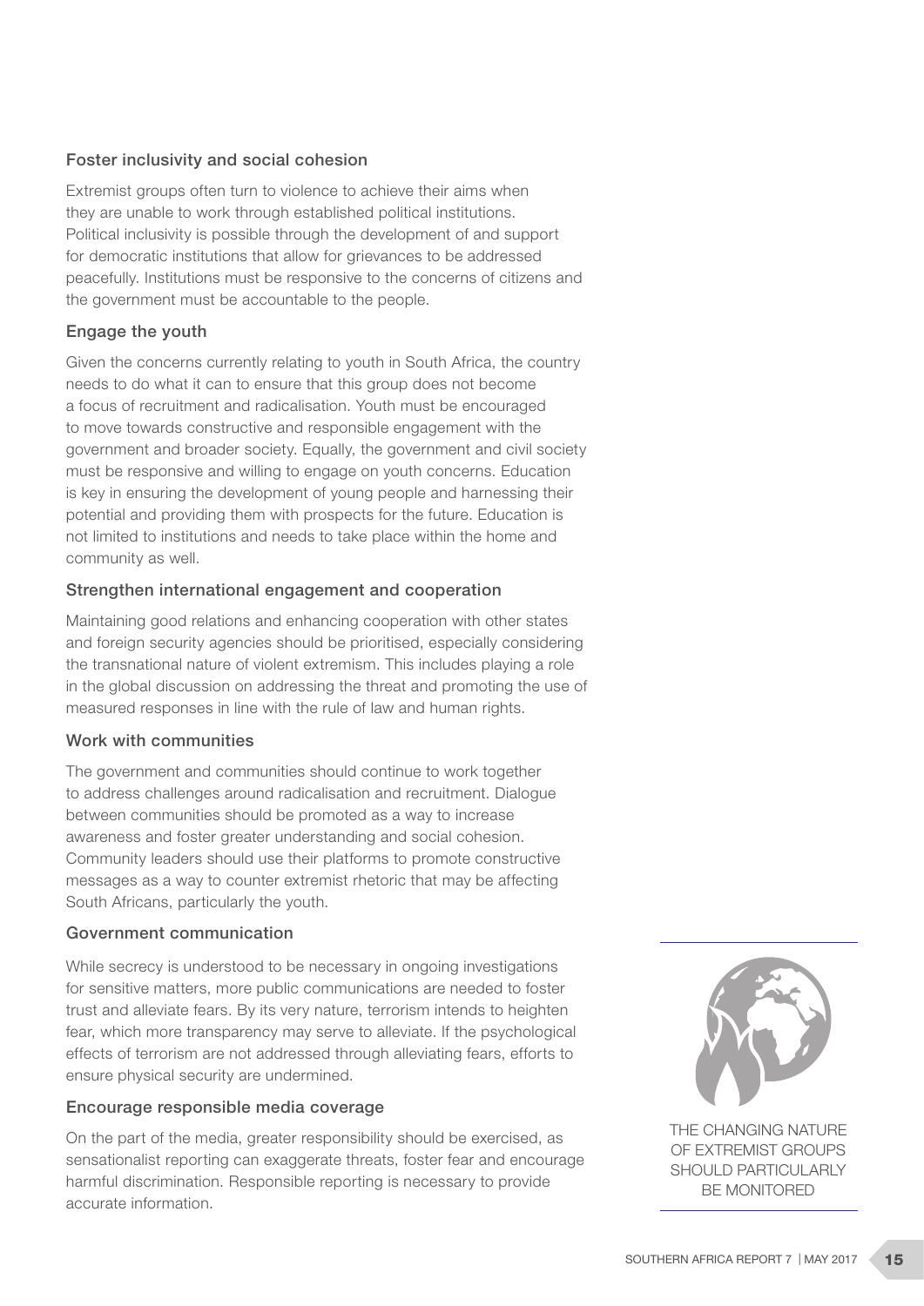### Foster inclusivity and social cohesion

Extremist groups often turn to violence to achieve their aims when they are unable to work through established political institutions. Political inclusivity is possible through the development of and support for democratic institutions that allow for grievances to be addressed peacefully. Institutions must be responsive to the concerns of citizens and the government must be accountable to the people.

### Engage the youth

Given the concerns currently relating to youth in South Africa, the country needs to do what it can to ensure that this group does not become a focus of recruitment and radicalisation. Youth must be encouraged to move towards constructive and responsible engagement with the government and broader society. Equally, the government and civil society must be responsive and willing to engage on youth concerns. Education is key in ensuring the development of young people and harnessing their potential and providing them with prospects for the future. Education is not limited to institutions and needs to take place within the home and community as well.

### Strengthen international engagement and cooperation

Maintaining good relations and enhancing cooperation with other states and foreign security agencies should be prioritised, especially considering the transnational nature of violent extremism. This includes playing a role in the global discussion on addressing the threat and promoting the use of measured responses in line with the rule of law and human rights.

### Work with communities

The government and communities should continue to work together to address challenges around radicalisation and recruitment. Dialogue between communities should be promoted as a way to increase awareness and foster greater understanding and social cohesion. Community leaders should use their platforms to promote constructive messages as a way to counter extremist rhetoric that may be affecting South Africans, particularly the youth.

### Government communication

While secrecy is understood to be necessary in ongoing investigations for sensitive matters, more public communications are needed to foster trust and alleviate fears. By its very nature, terrorism intends to heighten fear, which more transparency may serve to alleviate. If the psychological effects of terrorism are not addressed through alleviating fears, efforts to ensure physical security are undermined.

### Encourage responsible media coverage

On the part of the media, greater responsibility should be exercised, as sensationalist reporting can exaggerate threats, foster fear and encourage harmful discrimination. Responsible reporting is necessary to provide accurate information.

THE CHANGING NATURE OF EXTREMIST GROUPS SHOULD PARTICULARLY BE MONITORED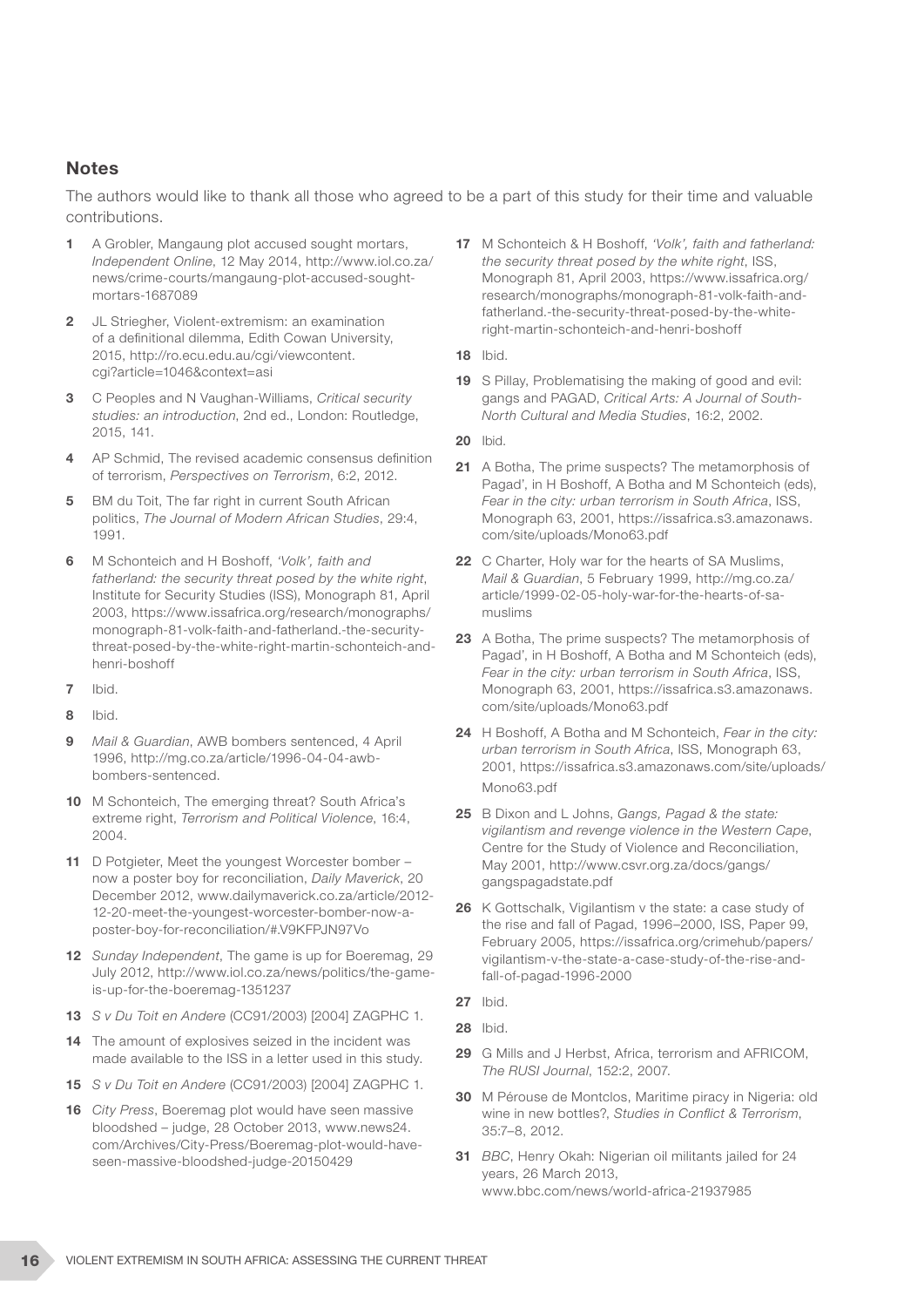## Notes

The authors would like to thank all those who agreed to be a part of this study for their time and valuable contributions.

1. A Grobler, Mangaung plot accused sought mortars, *Independent Online*, 12 May 2014, http://www.iol.co.za/news/crime-courts/mangaung-plot-accused-sought-mortars-1687089
2. JL Striegher, Violent-extremism: an examination of a definitional dilemma, Edith Cowan University, 2015, http://ro.ecu.edu.au/cgi/viewcontent.cgi?article=1046&context=asi
3. C Peoples and N Vaughan-Williams, *Critical security studies: an introduction*, 2nd ed., London: Routledge, 2015, 141.
4. AP Schmid, The revised academic consensus definition of terrorism, *Perspectives on Terrorism*, 6:2, 2012.
5. BM du Toit, The far right in current South African politics, *The Journal of Modern African Studies*, 29:4, 1991.
6. M Schonteich and H Boshoff, *'Volk', faith and fatherland: the security threat posed by the white right*, Institute for Security Studies (ISS), Monograph 81, April 2003, https://www.issafrica.org/research/monographs/monograph-81-volk-faith-and-fatherland.-the-security-threat-posed-by-the-white-right-martin-schonteich-and-henri-boshoff
7. Ibid.
8. Ibid.
9. *Mail & Guardian*, AWB bombers sentenced, 4 April 1996, http://mg.co.za/article/1996-04-04-awb-bombers-sentenced.
10. M Schonteich, The emerging threat? South Africa's extreme right, *Terrorism and Political Violence*, 16:4, 2004.
11. D Potgieter, Meet the youngest Worcester bomber – now a poster boy for reconciliation, *Daily Maverick*, 20 December 2012, www.dailymaverick.co.za/article/2012-12-20-meet-the-youngest-worcester-bomber-now-a-poster-boy-for-reconciliation/#.V9KFPJN97Vo
12. *Sunday Independent*, The game is up for Boeremag, 29 July 2012, http://www.iol.co.za/news/politics/the-game-is-up-for-the-boeremag-1351237
13. *S v Du Toit en Andere* (CC91/2003) [2004] ZAGPHC 1.
14. The amount of explosives seized in the incident was made available to the ISS in a letter used in this study.
15. *S v Du Toit en Andere* (CC91/2003) [2004] ZAGPHC 1.
16. *City Press*, Boeremag plot would have seen massive bloodshed – judge, 28 October 2013, www.news24.com/Archives/City-Press/Boeremag-plot-would-have-seen-massive-bloodshed-judge-20150429
17. M Schonteich & H Boshoff, *'Volk', faith and fatherland: the security threat posed by the white right*, ISS, Monograph 81, April 2003, https://www.issafrica.org/research/monographs/monograph-81-volk-faith-and-fatherland.-the-security-threat-posed-by-the-white-right-martin-schonteich-and-henri-boshoff
18. Ibid.
19. S Pillay, Problematising the making of good and evil: gangs and PAGAD, *Critical Arts: A Journal of South-North Cultural and Media Studies*, 16:2, 2002.
20. Ibid.
21. A Botha, The prime suspects? The metamorphosis of Pagad', in H Boshoff, A Botha and M Schonteich (eds), *Fear in the city: urban terrorism in South Africa*, ISS, Monograph 63, 2001, https://issafrica.s3.amazonaws.com/site/uploads/Mono63.pdf
22. C Charter, Holy war for the hearts of SA Muslims, *Mail & Guardian*, 5 February 1999, http://mg.co.za/article/1999-02-05-holy-war-for-the-hearts-of-sa-muslims
23. A Botha, The prime suspects? The metamorphosis of Pagad', in H Boshoff, A Botha and M Schonteich (eds), *Fear in the city: urban terrorism in South Africa*, ISS, Monograph 63, 2001, https://issafrica.s3.amazonaws.com/site/uploads/Mono63.pdf
24. H Boshoff, A Botha and M Schonteich, *Fear in the city: urban terrorism in South Africa*, ISS, Monograph 63, 2001, https://issafrica.s3.amazonaws.com/site/uploads/Mono63.pdf
25. B Dixon and L Johns, *Gangs, Pagad & the state: vigilantism and revenge violence in the Western Cape*, Centre for the Study of Violence and Reconciliation, May 2001, http://www.csvr.org.za/docs/gangs/gangspagadstate.pdf
26. K Gottschalk, Vigilantism v the state: a case study of the rise and fall of Pagad, 1996–2000, ISS, Paper 99, February 2005, https://issafrica.org/crimehub/papers/vigilantism-v-the-state-a-case-study-of-the-rise-and-fall-of-pagad-1996-2000
27. Ibid.
28. Ibid.
29. G Mills and J Herbst, Africa, terrorism and AFRICOM, *The RUSI Journal*, 152:2, 2007.
30. M Pérouse de Montclos, Maritime piracy in Nigeria: old wine in new bottles?, *Studies in Conflict & Terrorism*, 35:7–8, 2012.
31. *BBC*, Henry Okah: Nigerian oil militants jailed for 24 years, 26 March 2013, www.bbc.com/news/world-africa-21937985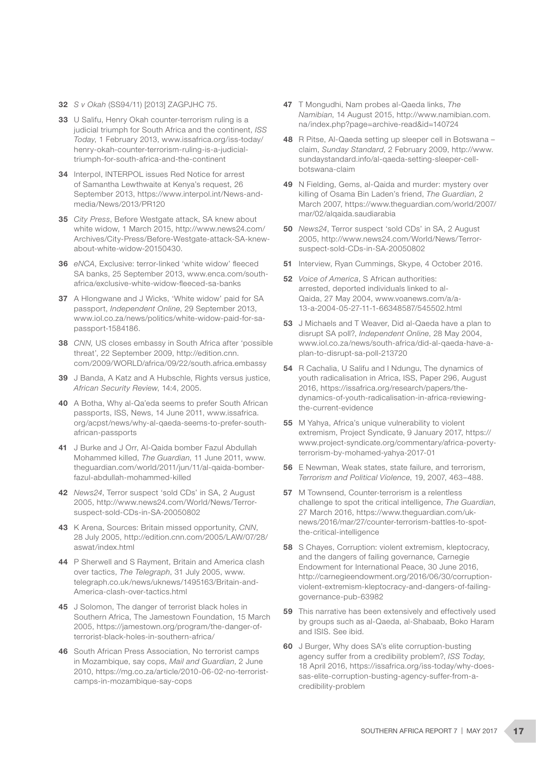**32** *S v Okah* (SS94/11) [2013] ZAGPJHC 75.

**33** U Salifu, Henry Okah counter-terrorism ruling is a judicial triumph for South Africa and the continent, *ISS Today*, 1 February 2013, www.issafrica.org/iss-today/henry-okah-counter-terrorism-ruling-is-a-judicial-triumph-for-south-africa-and-the-continent

**34** Interpol, INTERPOL issues Red Notice for arrest of Samantha Lewthwaite at Kenya's request, 26 September 2013, https://www.interpol.int/News-and-media/News/2013/PR120

**35** *City Press*, Before Westgate attack, SA knew about white widow, 1 March 2015, http://www.news24.com/Archives/City-Press/Before-Westgate-attack-SA-knew-about-white-widow-20150430.

**36** *eNCA*, Exclusive: terror-linked 'white widow' fleeced SA banks, 25 September 2013, www.enca.com/south-africa/exclusive-white-widow-fleeced-sa-banks

**37** A Hlongwane and J Wicks, 'White widow' paid for SA passport, *Independent Online*, 29 September 2013, www.iol.co.za/news/politics/white-widow-paid-for-sa-passport-1584186.

**38** *CNN,* US closes embassy in South Africa after 'possible threat', 22 September 2009, http://edition.cnn.com/2009/WORLD/africa/09/22/south.africa.embassy

**39** J Banda, A Katz and A Hubschle, Rights versus justice, *African Security Review*, 14:4, 2005.

**40** A Botha, Why al-Qa'eda seems to prefer South African passports, ISS, News, 14 June 2011, www.issafrica.org/acpst/news/why-al-qaeda-seems-to-prefer-south-african-passports

**41** J Burke and J Orr, Al-Qaida bomber Fazul Abdullah Mohammed killed, *The Guardian*, 11 June 2011, www.theguardian.com/world/2011/jun/11/al-qaida-bomber-fazul-abdullah-mohammed-killed

**42** *News24*, Terror suspect 'sold CDs' in SA, 2 August 2005, http://www.news24.com/World/News/Terror-suspect-sold-CDs-in-SA-20050802

**43** K Arena, Sources: Britain missed opportunity, *CNN*, 28 July 2005, http://edition.cnn.com/2005/LAW/07/28/aswat/index.html

**44** P Sherwell and S Rayment, Britain and America clash over tactics, *The Telegraph*, 31 July 2005, www.telegraph.co.uk/news/uknews/1495163/Britain-and-America-clash-over-tactics.html

**45** J Solomon, The danger of terrorist black holes in Southern Africa, The Jamestown Foundation, 15 March 2005, https://jamestown.org/program/the-danger-of-terrorist-black-holes-in-southern-africa/

**46** South African Press Association, No terrorist camps in Mozambique, say cops, *Mail and Guardian*, 2 June 2010, https://mg.co.za/article/2010-06-02-no-terrorist-camps-in-mozambique-say-cops

**47** T Mongudhi, Nam probes al-Qaeda links, *The Namibian*, 14 August 2015, http://www.namibian.com.na/index.php?page=archive-read&id=140724

**48** R Pitse, Al-Qaeda setting up sleeper cell in Botswana – claim, *Sunday Standard*, 2 February 2009, http://www.sundaystandard.info/al-qaeda-setting-sleeper-cell-botswana-claim

**49** N Fielding, Gems, al-Qaida and murder: mystery over killing of Osama Bin Laden's friend, *The Guardian*, 2 March 2007, https://www.theguardian.com/world/2007/mar/02/alqaida.saudiarabia

**50** *News24*, Terror suspect 'sold CDs' in SA, 2 August 2005, http://www.news24.com/World/News/Terror-suspect-sold-CDs-in-SA-20050802

**51** Interview, Ryan Cummings, Skype, 4 October 2016.

**52** *Voice of America*, S African authorities: arrested, deported individuals linked to al-Qaida, 27 May 2004, www.voanews.com/a/a-13-a-2004-05-27-11-1-66348587/545502.html

**53** J Michaels and T Weaver, Did al-Qaeda have a plan to disrupt SA poll?, *Independent Online*, 28 May 2004, www.iol.co.za/news/south-africa/did-al-qaeda-have-a-plan-to-disrupt-sa-poll-213720

**54** R Cachalia, U Salifu and I Ndungu, The dynamics of youth radicalisation in Africa, ISS, Paper 296, August 2016, https://issafrica.org/research/papers/the-dynamics-of-youth-radicalisation-in-africa-reviewing-the-current-evidence

**55** M Yahya, Africa's unique vulnerability to violent extremism, Project Syndicate, 9 January 2017, https://www.project-syndicate.org/commentary/africa-poverty-terrorism-by-mohamed-yahya-2017-01

**56** E Newman, Weak states, state failure, and terrorism, *Terrorism and Political Violence*, 19, 2007, 463–488.

**57** M Townsend, Counter-terrorism is a relentless challenge to spot the critical intelligence, *The Guardian*, 27 March 2016, https://www.theguardian.com/uk-news/2016/mar/27/counter-terrorism-battles-to-spot-the-critical-intelligence

**58** S Chayes, Corruption: violent extremism, kleptocracy, and the dangers of failing governance, Carnegie Endowment for International Peace, 30 June 2016, http://carnegieendowment.org/2016/06/30/corruption-violent-extremism-kleptocracy-and-dangers-of-failing-governance-pub-63982

**59** This narrative has been extensively and effectively used by groups such as al-Qaeda, al-Shabaab, Boko Haram and ISIS. See ibid.

**60** J Burger, Why does SA's elite corruption-busting agency suffer from a credibility problem?, *ISS Today*, 18 April 2016, https://issafrica.org/iss-today/why-does-sas-elite-corruption-busting-agency-suffer-from-a-credibility-problem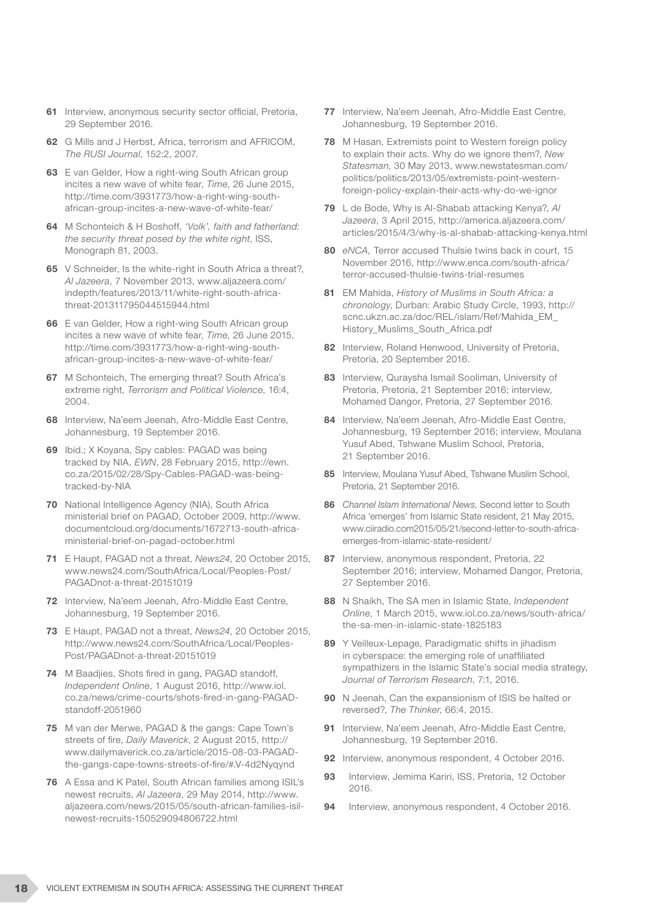**61** Interview, anonymous security sector official, Pretoria, 29 September 2016.

**62** G Mills and J Herbst, Africa, terrorism and AFRICOM, *The RUSI Journal*, 152:2, 2007.

**63** E van Gelder, How a right-wing South African group incites a new wave of white fear, *Time*, 26 June 2015, http://time.com/3931773/how-a-right-wing-south-african-group-incites-a-new-wave-of-white-fear/

**64** M Schonteich & H Boshoff, *'Volk', faith and fatherland: the security threat posed by the white right*, ISS, Monograph 81, 2003.

**65** V Schneider, Is the white-right in South Africa a threat?, *Al Jazeera*, 7 November 2013, www.aljazeera.com/indepth/features/2013/11/white-right-south-africa-threat-201311795044515944.html

**66** E van Gelder, How a right-wing South African group incites a new wave of white fear, *Time*, 26 June 2015, http://time.com/3931773/how-a-right-wing-south-african-group-incites-a-new-wave-of-white-fear/

**67** M Schonteich, The emerging threat? South Africa's extreme right, *Terrorism and Political Violence*, 16:4, 2004.

**68** Interview, Na'eem Jeenah, Afro-Middle East Centre, Johannesburg, 19 September 2016.

**69** Ibid.; X Koyana, Spy cables: PAGAD was being tracked by NIA, *EWN*, 28 February 2015, http://ewn.co.za/2015/02/28/Spy-Cables-PAGAD-was-being-tracked-by-NIA

**70** National Intelligence Agency (NIA), South Africa ministerial brief on PAGAD, October 2009, http://www.documentcloud.org/documents/1672713-south-africa-ministerial-brief-on-pagad-october.html

**71** E Haupt, PAGAD not a threat, *News24*, 20 October 2015, www.news24.com/SouthAfrica/Local/Peoples-Post/PAGADnot-a-threat-20151019

**72** Interview, Na'eem Jeenah, Afro-Middle East Centre, Johannesburg, 19 September 2016.

**73** E Haupt, PAGAD not a threat, *News24*, 20 October 2015, http://www.news24.com/SouthAfrica/Local/Peoples-Post/PAGADnot-a-threat-20151019

**74** M Baadjies, Shots fired in gang, PAGAD standoff, *Independent Online*, 1 August 2016, http://www.iol.co.za/news/crime-courts/shots-fired-in-gang-PAGAD-standoff-2051960

**75** M van der Merwe, PAGAD & the gangs: Cape Town's streets of fire, *Daily Maverick*, 2 August 2015, http://www.dailymaverick.co.za/article/2015-08-03-PAGAD-the-gangs-cape-towns-streets-of-fire/#.V-4d2Nyqynd

**76** A Essa and K Patel, South African families among ISIL's newest recruits, *Al Jazeera*, 29 May 2014, http://www.aljazeera.com/news/2015/05/south-african-families-isil-newest-recruits-150529094806722.html

**77** Interview, Na'eem Jeenah, Afro-Middle East Centre, Johannesburg, 19 September 2016.

**78** M Hasan, Extremists point to Western foreign policy to explain their acts. Why do we ignore them?, *New Statesman*, 30 May 2013, www.newstatesman.com/politics/politics/2013/05/extremists-point-western-foreign-policy-explain-their-acts-why-do-we-ignor

**79** L de Bode, Why is Al-Shabab attacking Kenya?, *Al Jazeera*, 3 April 2015, http://america.aljazeera.com/articles/2015/4/3/why-is-al-shabab-attacking-kenya.html

**80** *eNCA,* Terror accused Thulsie twins back in court, 15 November 2016, http://www.enca.com/south-africa/terror-accused-thulsie-twins-trial-resumes

**81** EM Mahida, *History of Muslims in South Africa: a chronology*, Durban: Arabic Study Circle, 1993, http://scnc.ukzn.ac.za/doc/REL/islam/Ref/Mahida_EM_History_Muslims_South_Africa.pdf

**82** Interview, Roland Henwood, University of Pretoria, Pretoria, 20 September 2016.

**83** Interview, Quraysha Ismail Sooliman, University of Pretoria, Pretoria, 21 September 2016; interview, Mohamed Dangor, Pretoria, 27 September 2016.

**84** Interview, Na'eem Jeenah, Afro-Middle East Centre, Johannesburg, 19 September 2016; interview, Moulana Yusuf Abed, Tshwane Muslim School, Pretoria, 21 September 2016.

**85** Interview, Moulana Yusuf Abed, Tshwane Muslim School, Pretoria, 21 September 2016.

**86** *Channel Islam International News*, Second letter to South Africa 'emerges' from Islamic State resident, 21 May 2015, www.ciiradio.com2015/05/21/second-letter-to-south-africa-emerges-from-islamic-state-resident/

**87** Interview, anonymous respondent, Pretoria, 22 September 2016; interview, Mohamed Dangor, Pretoria, 27 September 2016.

**88** N Shaikh, The SA men in Islamic State, *Independent Online*, 1 March 2015, www.iol.co.za/news/south-africa/the-sa-men-in-islamic-state-1825183

**89** Y Veilleux-Lepage, Paradigmatic shifts in jihadism in cyberspace: the emerging role of unaffiliated sympathizers in the Islamic State's social media strategy, *Journal of Terrorism Research*, 7:1, 2016.

**90** N Jeenah, Can the expansionism of ISIS be halted or reversed?, *The Thinker*, 66:4, 2015.

**91** Interview, Na'eem Jeenah, Afro-Middle East Centre, Johannesburg, 19 September 2016.

**92** Interview, anonymous respondent, 4 October 2016.

**93** Interview, Jemima Kariri, ISS, Pretoria, 12 October 2016.

**94** Interview, anonymous respondent, 4 October 2016.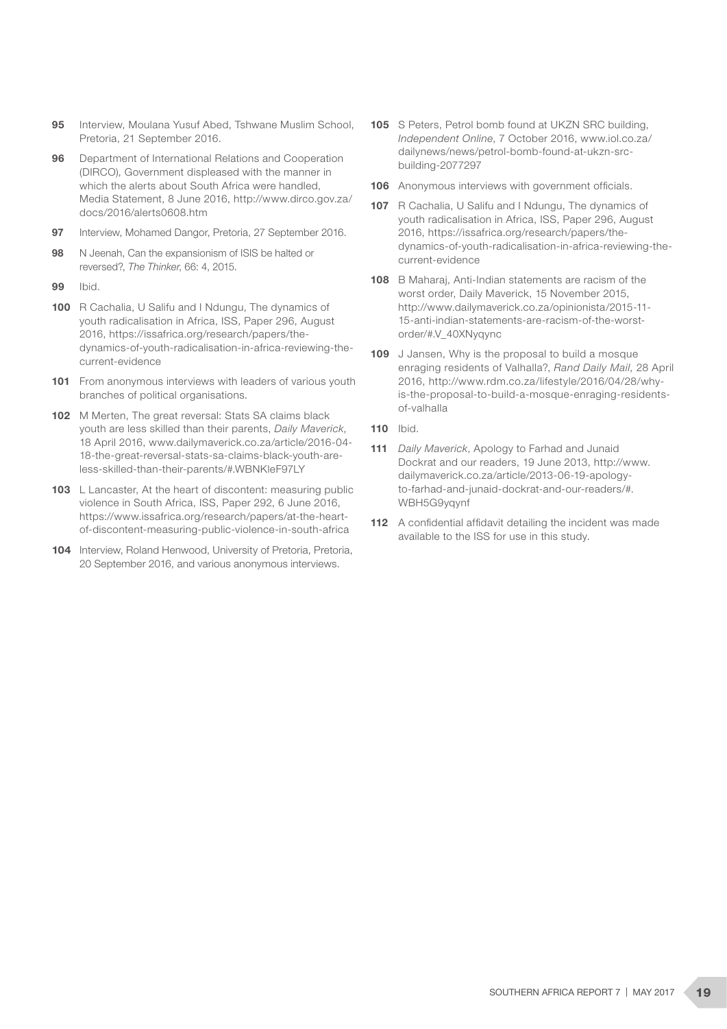**95** Interview, Moulana Yusuf Abed, Tshwane Muslim School, Pretoria, 21 September 2016.

**96** Department of International Relations and Cooperation (DIRCO), Government displeased with the manner in which the alerts about South Africa were handled, Media Statement, 8 June 2016, http://www.dirco.gov.za/docs/2016/alerts0608.htm

**97** Interview, Mohamed Dangor, Pretoria, 27 September 2016.

**98** N Jeenah, Can the expansionism of ISIS be halted or reversed?, *The Thinker*, 66: 4, 2015.

**99** Ibid.

**100** R Cachalia, U Salifu and I Ndungu, The dynamics of youth radicalisation in Africa, ISS, Paper 296, August 2016, https://issafrica.org/research/papers/the-dynamics-of-youth-radicalisation-in-africa-reviewing-the-current-evidence

**101** From anonymous interviews with leaders of various youth branches of political organisations.

**102** M Merten, The great reversal: Stats SA claims black youth are less skilled than their parents, *Daily Maverick*, 18 April 2016, www.dailymaverick.co.za/article/2016-04-18-the-great-reversal-stats-sa-claims-black-youth-are-less-skilled-than-their-parents/#.WBNKleF97LY

**103** L Lancaster, At the heart of discontent: measuring public violence in South Africa, ISS, Paper 292, 6 June 2016, https://www.issafrica.org/research/papers/at-the-heart-of-discontent-measuring-public-violence-in-south-africa

**104** Interview, Roland Henwood, University of Pretoria, Pretoria, 20 September 2016, and various anonymous interviews.

**105** S Peters, Petrol bomb found at UKZN SRC building, *Independent Online*, 7 October 2016, www.iol.co.za/dailynews/news/petrol-bomb-found-at-ukzn-src-building-2077297

**106** Anonymous interviews with government officials.

**107** R Cachalia, U Salifu and I Ndungu, The dynamics of youth radicalisation in Africa, ISS, Paper 296, August 2016, https://issafrica.org/research/papers/the-dynamics-of-youth-radicalisation-in-africa-reviewing-the-current-evidence

**108** B Maharaj, Anti-Indian statements are racism of the worst order, Daily Maverick, 15 November 2015, http://www.dailymaverick.co.za/opinionista/2015-11-15-anti-indian-statements-are-racism-of-the-worst-order/#.V_40XNyqync

**109** J Jansen, Why is the proposal to build a mosque enraging residents of Valhalla?, *Rand Daily Mail*, 28 April 2016, http://www.rdm.co.za/lifestyle/2016/04/28/why-is-the-proposal-to-build-a-mosque-enraging-residents-of-valhalla

**110** Ibid.

**111** *Daily Maverick*, Apology to Farhad and Junaid Dockrat and our readers, 19 June 2013, http://www.dailymaverick.co.za/article/2013-06-19-apology-to-farhad-and-junaid-dockrat-and-our-readers/#.WBH5G9yqynf

**112** A confidential affidavit detailing the incident was made available to the ISS for use in this study.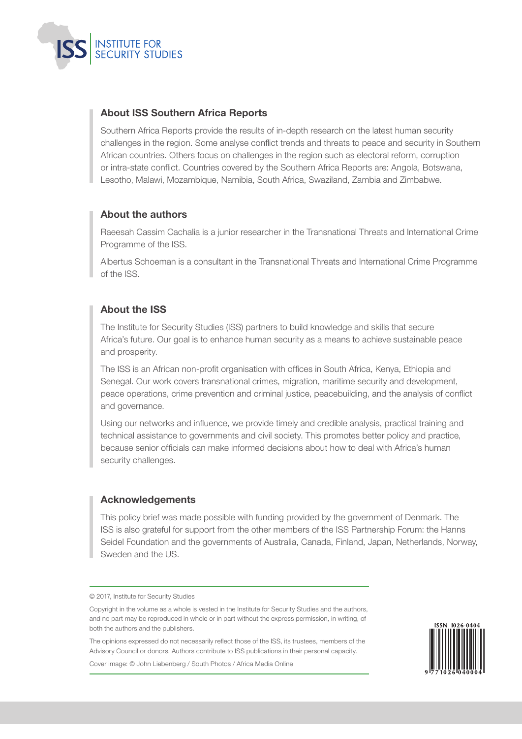## About ISS Southern Africa Reports

Southern Africa Reports provide the results of in-depth research on the latest human security challenges in the region. Some analyse conflict trends and threats to peace and security in Southern African countries. Others focus on challenges in the region such as electoral reform, corruption or intra-state conflict. Countries covered by the Southern Africa Reports are: Angola, Botswana, Lesotho, Malawi, Mozambique, Namibia, South Africa, Swaziland, Zambia and Zimbabwe.

## About the authors

Raeesah Cassim Cachalia is a junior researcher in the Transnational Threats and International Crime Programme of the ISS.

Albertus Schoeman is a consultant in the Transnational Threats and International Crime Programme of the ISS.

## About the ISS

The Institute for Security Studies (ISS) partners to build knowledge and skills that secure Africa's future. Our goal is to enhance human security as a means to achieve sustainable peace and prosperity.

The ISS is an African non-profit organisation with offices in South Africa, Kenya, Ethiopia and Senegal. Our work covers transnational crimes, migration, maritime security and development, peace operations, crime prevention and criminal justice, peacebuilding, and the analysis of conflict and governance.

Using our networks and influence, we provide timely and credible analysis, practical training and technical assistance to governments and civil society. This promotes better policy and practice, because senior officials can make informed decisions about how to deal with Africa's human security challenges.

## Acknowledgements

This policy brief was made possible with funding provided by the government of Denmark. The ISS is also grateful for support from the other members of the ISS Partnership Forum: the Hanns Seidel Foundation and the governments of Australia, Canada, Finland, Japan, Netherlands, Norway, Sweden and the US.

© 2017, Institute for Security Studies

Copyright in the volume as a whole is vested in the Institute for Security Studies and the authors, and no part may be reproduced in whole or in part without the express permission, in writing, of both the authors and the publishers.

The opinions expressed do not necessarily reflect those of the ISS, its trustees, members of the Advisory Council or donors. Authors contribute to ISS publications in their personal capacity.

Cover image: © John Liebenberg / South Photos / Africa Media Online

ISSN 1026-0404